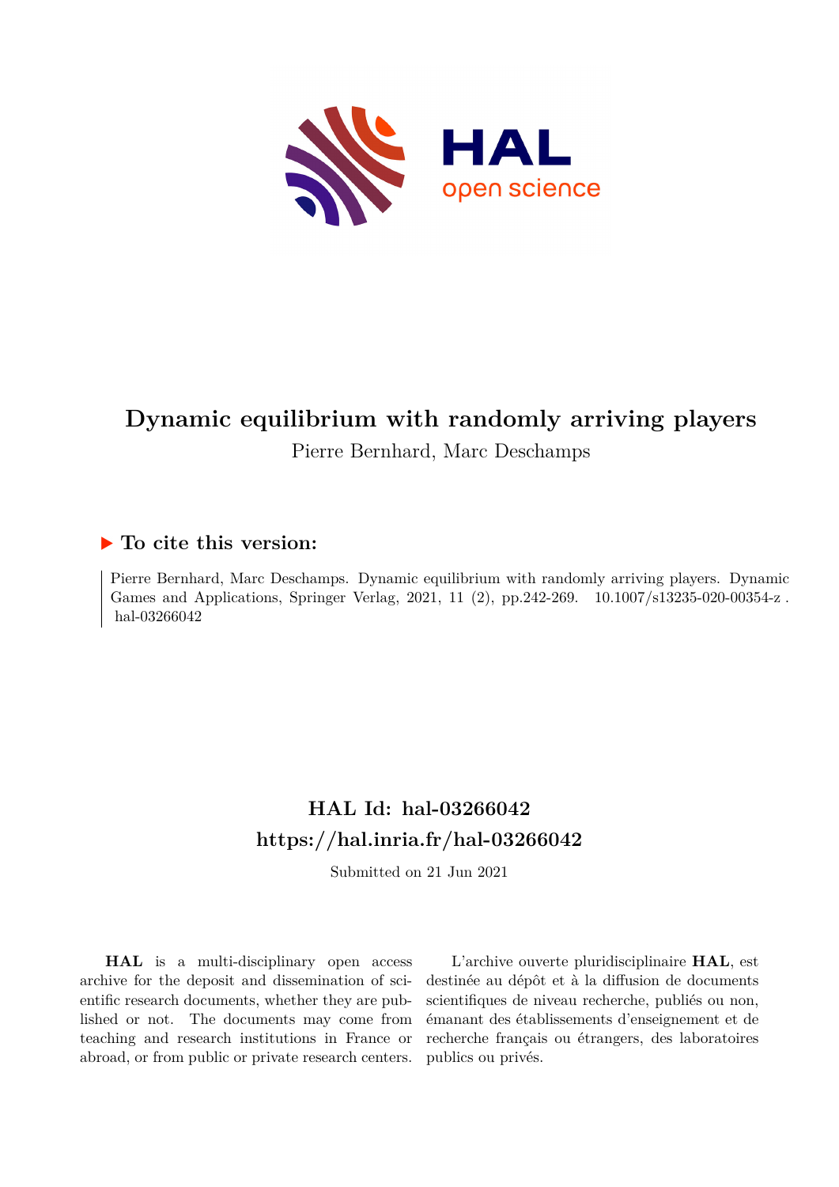# Dynamic equilibrium with randomly arriving players

Pierre Bernhard, Marc Deschamps

## ▶ To cite this version:

Pierre Bernhard, Marc Deschamps. Dynamic equilibrium with randomly arriving players. Dynamic Games and Applications, Springer Verlag, 2021, 11 (2), pp.242-269. 10.1007/s13235-020-00354-z . hal-03266042

## HAL Id: hal-03266042
## https://hal.inria.fr/hal-03266042

Submitted on 21 Jun 2021

**HAL** is a multi-disciplinary open access archive for the deposit and dissemination of scientific research documents, whether they are published or not. The documents may come from teaching and research institutions in France or abroad, or from public or private research centers.

L'archive ouverte pluridisciplinaire **HAL**, est destinée au dépôt et à la diffusion de documents scientifiques de niveau recherche, publiés ou non, émanant des établissements d'enseignement et de recherche français ou étrangers, des laboratoires publics ou privés.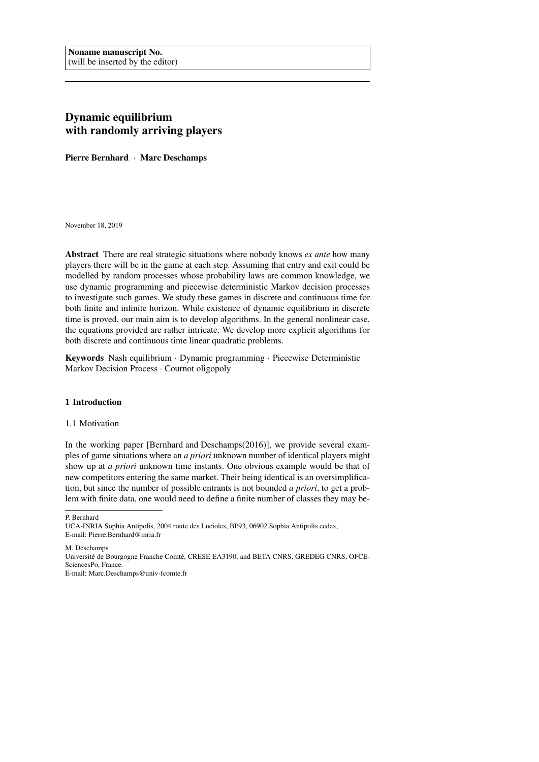Noname manuscript No.
(will be inserted by the editor)

# Dynamic equilibrium with randomly arriving players

**Pierre Bernhard** · **Marc Deschamps**

November 18, 2019

**Abstract** There are real strategic situations where nobody knows *ex ante* how many players there will be in the game at each step. Assuming that entry and exit could be modelled by random processes whose probability laws are common knowledge, we use dynamic programming and piecewise deterministic Markov decision processes to investigate such games. We study these games in discrete and continuous time for both finite and infinite horizon. While existence of dynamic equilibrium in discrete time is proved, our main aim is to develop algorithms. In the general nonlinear case, the equations provided are rather intricate. We develop more explicit algorithms for both discrete and continuous time linear quadratic problems.

**Keywords** Nash equilibrium · Dynamic programming · Piecewise Deterministic Markov Decision Process · Cournot oligopoly

## 1 Introduction

### 1.1 Motivation

In the working paper [Bernhard and Deschamps(2016)], we provide several examples of game situations where an *a priori* unknown number of identical players might show up at *a priori* unknown time instants. One obvious example would be that of new competitors entering the same market. Their being identical is an oversimplification, but since the number of possible entrants is not bounded *a priori*, to get a problem with finite data, one would need to define a finite number of classes they may be-

---

P. Bernhard
UCA-INRIA Sophia Antipolis, 2004 route des Lucioles, BP93, 06902 Sophia Antipolis cedex,
E-mail: Pierre.Bernhard@inria.fr

M. Deschamps
Université de Bourgogne Franche Comté, CRESE EA3190, and BETA CNRS, GREDEG CNRS, OFCE-SciencesPo, France.
E-mail: Marc.Deschamps@univ-fcomte.fr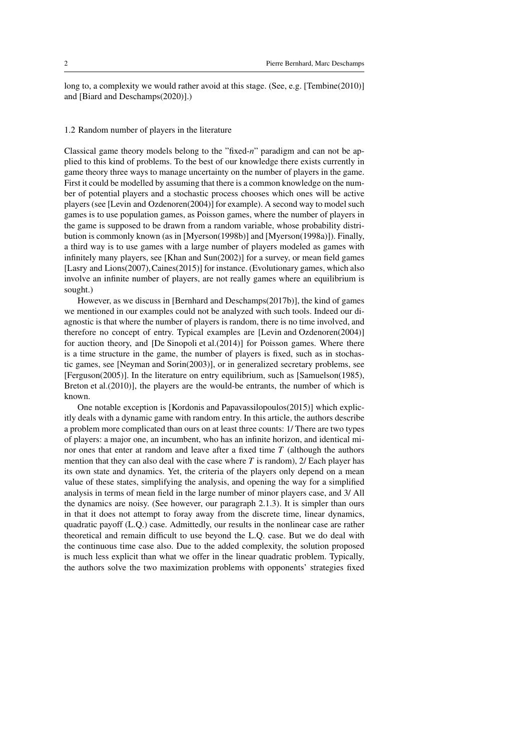long to, a complexity we would rather avoid at this stage. (See, e.g. [Tembine(2010)] and [Biard and Deschamps(2020)].)

### 1.2 Random number of players in the literature

Classical game theory models belong to the "fixed-$n$" paradigm and can not be applied to this kind of problems. To the best of our knowledge there exists currently in game theory three ways to manage uncertainty on the number of players in the game. First it could be modelled by assuming that there is a common knowledge on the number of potential players and a stochastic process chooses which ones will be active players (see [Levin and Ozdenoren(2004)] for example). A second way to model such games is to use population games, as Poisson games, where the number of players in the game is supposed to be drawn from a random variable, whose probability distribution is commonly known (as in [Myerson(1998b)] and [Myerson(1998a)]). Finally, a third way is to use games with a large number of players modeled as games with infinitely many players, see [Khan and Sun(2002)] for a survey, or mean field games [Lasry and Lions(2007), Caines(2015)] for instance. (Evolutionary games, which also involve an infinite number of players, are not really games where an equilibrium is sought.)

However, as we discuss in [Bernhard and Deschamps(2017b)], the kind of games we mentioned in our examples could not be analyzed with such tools. Indeed our diagnostic is that where the number of players is random, there is no time involved, and therefore no concept of entry. Typical examples are [Levin and Ozdenoren(2004)] for auction theory, and [De Sinopoli et al.(2014)] for Poisson games. Where there is a time structure in the game, the number of players is fixed, such as in stochastic games, see [Neyman and Sorin(2003)], or in generalized secretary problems, see [Ferguson(2005)]. In the literature on entry equilibrium, such as [Samuelson(1985), Breton et al.(2010)], the players are the would-be entrants, the number of which is known.

One notable exception is [Kordonis and Papavassilopoulos(2015)] which explicitly deals with a dynamic game with random entry. In this article, the authors describe a problem more complicated than ours on at least three counts: 1/ There are two types of players: a major one, an incumbent, who has an infinite horizon, and identical minor ones that enter at random and leave after a fixed time $T$ (although the authors mention that they can also deal with the case where $T$ is random), 2/ Each player has its own state and dynamics. Yet, the criteria of the players only depend on a mean value of these states, simplifying the analysis, and opening the way for a simplified analysis in terms of mean field in the large number of minor players case, and 3/ All the dynamics are noisy. (See however, our paragraph 2.1.3). It is simpler than ours in that it does not attempt to foray away from the discrete time, linear dynamics, quadratic payoff (L.Q.) case. Admittedly, our results in the nonlinear case are rather theoretical and remain difficult to use beyond the L.Q. case. But we do deal with the continuous time case also. Due to the added complexity, the solution proposed is much less explicit than what we offer in the linear quadratic problem. Typically, the authors solve the two maximization problems with opponents' strategies fixed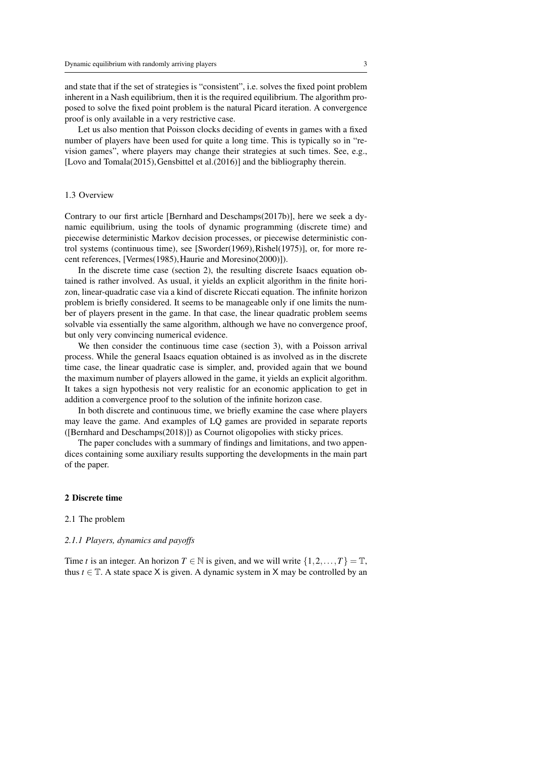and state that if the set of strategies is "consistent", i.e. solves the fixed point problem inherent in a Nash equilibrium, then it is the required equilibrium. The algorithm proposed to solve the fixed point problem is the natural Picard iteration. A convergence proof is only available in a very restrictive case.

Let us also mention that Poisson clocks deciding of events in games with a fixed number of players have been used for quite a long time. This is typically so in "revision games", where players may change their strategies at such times. See, e.g., [Lovo and Tomala(2015), Gensbittel et al.(2016)] and the bibliography therein.

### 1.3 Overview

Contrary to our first article [Bernhard and Deschamps(2017b)], here we seek a dynamic equilibrium, using the tools of dynamic programming (discrete time) and piecewise deterministic Markov decision processes, or piecewise deterministic control systems (continuous time), see [Sworder(1969), Rishel(1975)], or, for more recent references, [Vermes(1985), Haurie and Moresino(2000)]).

In the discrete time case (section 2), the resulting discrete Isaacs equation obtained is rather involved. As usual, it yields an explicit algorithm in the finite horizon, linear-quadratic case via a kind of discrete Riccati equation. The infinite horizon problem is briefly considered. It seems to be manageable only if one limits the number of players present in the game. In that case, the linear quadratic problem seems solvable via essentially the same algorithm, although we have no convergence proof, but only very convincing numerical evidence.

We then consider the continuous time case (section 3), with a Poisson arrival process. While the general Isaacs equation obtained is as involved as in the discrete time case, the linear quadratic case is simpler, and, provided again that we bound the maximum number of players allowed in the game, it yields an explicit algorithm. It takes a sign hypothesis not very realistic for an economic application to get in addition a convergence proof to the solution of the infinite horizon case.

In both discrete and continuous time, we briefly examine the case where players may leave the game. And examples of LQ games are provided in separate reports ([Bernhard and Deschamps(2018)]) as Cournot oligopolies with sticky prices.

The paper concludes with a summary of findings and limitations, and two appendices containing some auxiliary results supporting the developments in the main part of the paper.

## 2 Discrete time

### 2.1 The problem

#### *2.1.1 Players, dynamics and payoffs*

Time $t$ is an integer. An horizon $T \in \mathbb{N}$ is given, and we will write $\{1,2,\dots,T\} = \mathbb{T}$, thus $t \in \mathbb{T}$. A state space $\mathsf{X}$ is given. A dynamic system in $\mathsf{X}$ may be controlled by an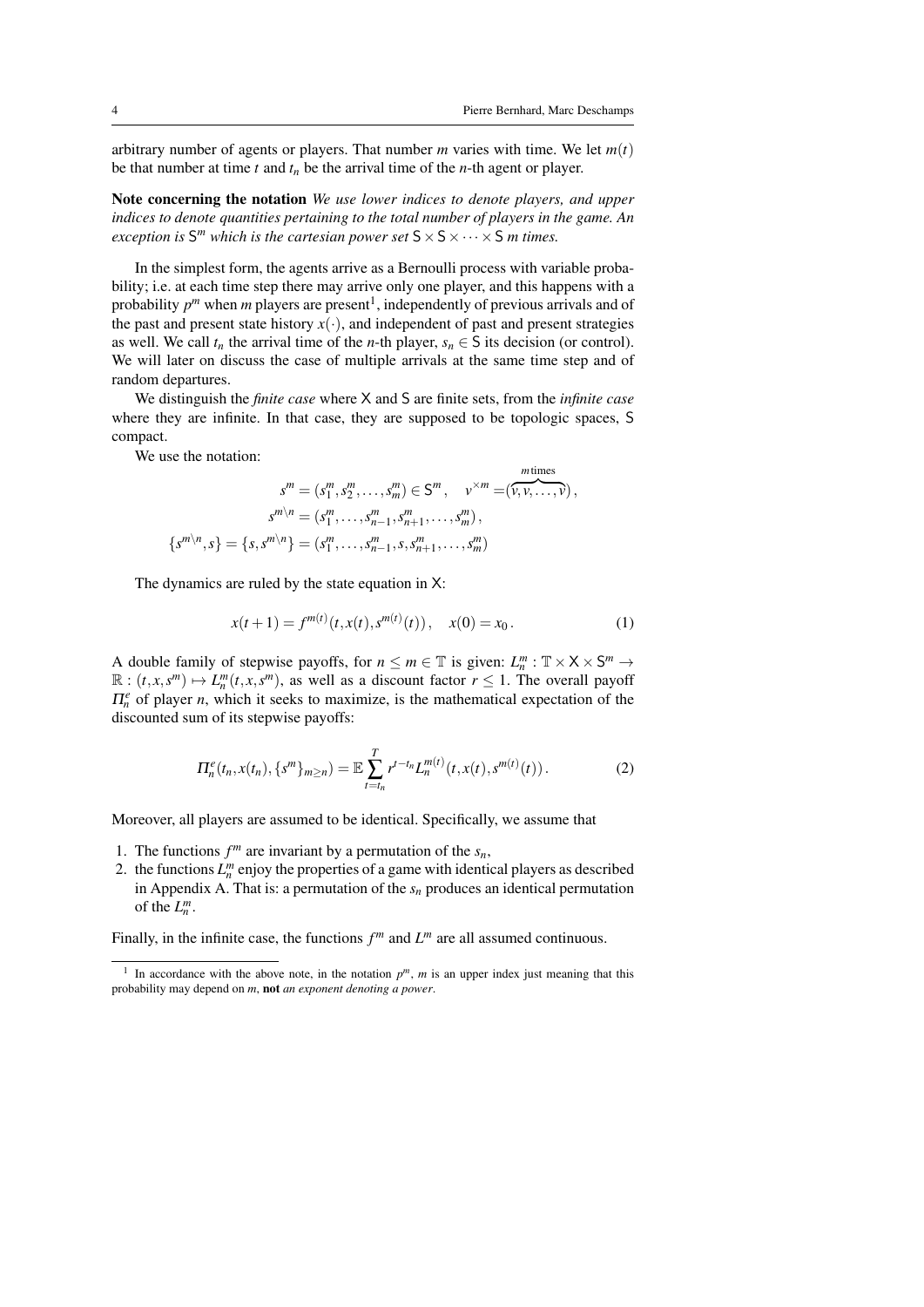arbitrary number of agents or players. That number $m$ varies with time. We let $m(t)$ be that number at time $t$ and $t_n$ be the arrival time of the $n$-th agent or player.

**Note concerning the notation** *We use lower indices to denote players, and upper indices to denote quantities pertaining to the total number of players in the game. An exception is $\mathsf{S}^m$ which is the cartesian power set $\mathsf{S} \times \mathsf{S} \times \cdots \times \mathsf{S}$ $m$ times.*

In the simplest form, the agents arrive as a Bernoulli process with variable probability; i.e. at each time step there may arrive only one player, and this happens with a probability $p^m$ when $m$ players are present[1], independently of previous arrivals and of the past and present state history $x(\cdot)$, and independent of past and present strategies as well. We call $t_n$ the arrival time of the $n$-th player, $s_n \in \mathsf{S}$ its decision (or control). We will later on discuss the case of multiple arrivals at the same time step and of random departures.

We distinguish the *finite case* where $\mathsf{X}$ and $\mathsf{S}$ are finite sets, from the *infinite case* where they are infinite. In that case, they are supposed to be topologic spaces, $\mathsf{S}$ compact.

We use the notation:

$$
s^m = (s_1^m, s_2^m, \dots, s_m^m) \in \mathsf{S}^m, \quad v^{\times m} = (\overbrace{v, v, \dots, v}^{m\,\text{times}}),
$$

$$
s^{m\setminus n} = (s_1^m, \dots, s_{n-1}^m, s_{n+1}^m, \dots, s_m^m),
$$

$$
\{s^{m\setminus n}, s\} = \{s, s^{m\setminus n}\} = (s_1^m, \dots, s_{n-1}^m, s, s_{n+1}^m, \dots, s_m^m)
$$

The dynamics are ruled by the state equation in $\mathsf{X}$:

$$
x(t+1) = f^{m(t)}(t, x(t), s^{m(t)}(t)), \quad x(0) = x_0 \,. \tag{1}
$$

A double family of stepwise payoffs, for $n \le m \in \mathbb{T}$ is given: $L_n^m : \mathbb{T} \times \mathsf{X} \times \mathsf{S}^m \to \mathbb{R} : (t, x, s^m) \mapsto L_n^m(t, x, s^m)$, as well as a discount factor $r \le 1$. The overall payoff $\Pi_n^e$ of player $n$, which it seeks to maximize, is the mathematical expectation of the discounted sum of its stepwise payoffs:

$$
\Pi_n^e(t_n, x(t_n), \{s^m\}_{m \ge n}) = \mathbb{E} \sum_{t=t_n}^{T} r^{t-t_n} L_n^{m(t)}(t, x(t), s^{m(t)}(t)) \,. \tag{2}
$$

Moreover, all players are assumed to be identical. Specifically, we assume that

1. The functions $f^m$ are invariant by a permutation of the $s_n$,
2. the functions $L_n^m$ enjoy the properties of a game with identical players as described in Appendix A. That is: a permutation of the $s_n$ produces an identical permutation of the $L_n^m$.

Finally, in the infinite case, the functions $f^m$ and $L^m$ are all assumed continuous.

---

[1] In accordance with the above note, in the notation $p^m$, $m$ is an upper index just meaning that this probability may depend on $m$, **not** *an exponent denoting a power*.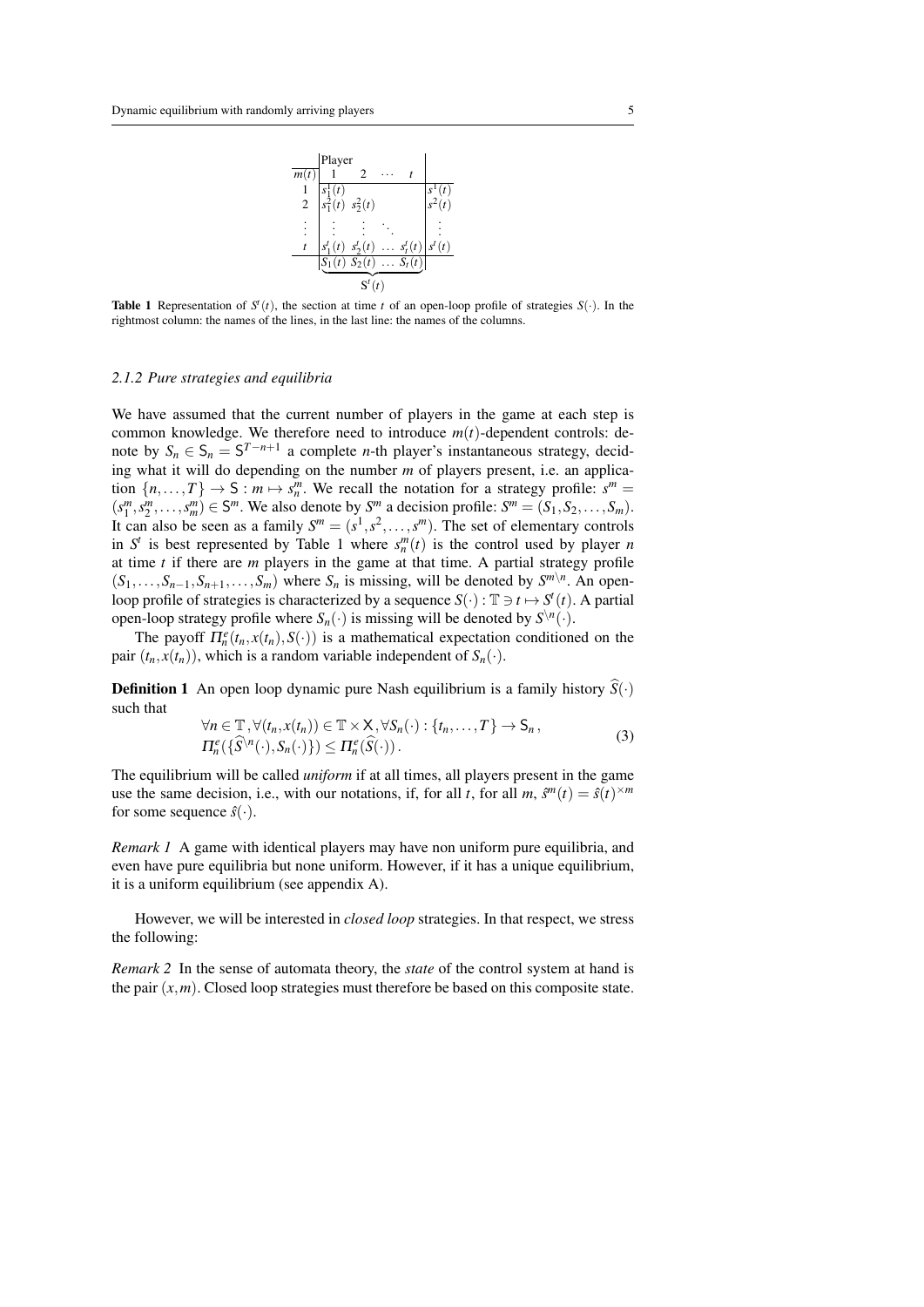| $m(t)$ | Player 1 | 2 | $\cdots$ | $t$ | |
|---|---|---|---|---|---|
| 1 | $s_1^1(t)$ | | | | $s^1(t)$ |
| 2 | $s_1^2(t)$ | $s_2^2(t)$ | | | $s^2(t)$ |
| $\vdots$ | $\vdots$ | $\vdots$ | $\ddots$ | | $\vdots$ |
| $t$ | $s_1^t(t)$ | $s_2^t(t)$ | $\dots$ | $s_t^t(t)$ | $s^t(t)$ |
| | $S_1(t)$ | $S_2(t)$ | $\dots$ | $S_t(t)$ | |
| | $\mathsf{S}^t(t)$ | | | | |

**Table 1** Representation of $S^t(t)$, the section at time $t$ of an open-loop profile of strategies $S(\cdot)$. In the rightmost column: the names of the lines, in the last line: the names of the columns.

### *2.1.2 Pure strategies and equilibria*

We have assumed that the current number of players in the game at each step is common knowledge. We therefore need to introduce $m(t)$-dependent controls: denote by $S_n \in \mathsf{S}_n = \mathsf{S}^{T-n+1}$ a complete $n$-th player's instantaneous strategy, deciding what it will do depending on the number $m$ of players present, i.e. an application $\{n,\dots,T\} \to \mathsf{S} : m \mapsto s_n^m$. We recall the notation for a strategy profile: $s^m = (s_1^m, s_2^m, \dots, s_m^m) \in \mathsf{S}^m$. We also denote by $S^m$ a decision profile: $S^m = (S_1, S_2, \dots, S_m)$. It can also be seen as a family $S^m = (s^1, s^2, \dots, s^m)$. The set of elementary controls in $S^t$ is best represented by Table 1 where $s_n^m(t)$ is the control used by player $n$ at time $t$ if there are $m$ players in the game at that time. A partial strategy profile $(S_1, \dots, S_{n-1}, S_{n+1}, \dots, S_m)$ where $S_n$ is missing, will be denoted by $S^{m\setminus n}$. An open-loop profile of strategies is characterized by a sequence $S(\cdot) : \mathbb{T} \ni t \mapsto S^t(t)$. A partial open-loop strategy profile where $S_n(\cdot)$ is missing will be denoted by $S^{\setminus n}(\cdot)$.

The payoff $\Pi_n^e(t_n, x(t_n), S(\cdot))$ is a mathematical expectation conditioned on the pair $(t_n, x(t_n))$, which is a random variable independent of $S_n(\cdot)$.

**Definition 1** An open loop dynamic pure Nash equilibrium is a family history $\widehat{S}(\cdot)$ such that

$$\begin{aligned}
&\forall n \in \mathbb{T}, \forall (t_n, x(t_n)) \in \mathbb{T} \times \mathsf{X}, \forall S_n(\cdot) : \{t_n, \dots, T\} \to \mathsf{S}_n, \\
&\Pi_n^e(\{\widehat{S}^{\setminus n}(\cdot), S_n(\cdot)\}) \le \Pi_n^e(\widehat{S}(\cdot)).
\end{aligned} \tag{3}$$

The equilibrium will be called *uniform* if at all times, all players present in the game use the same decision, i.e., with our notations, if, for all $t$, for all $m$, $\hat{s}^m(t) = \hat{s}(t)^{\times m}$ for some sequence $\hat{s}(\cdot)$.

*Remark 1* A game with identical players may have non uniform pure equilibria, and even have pure equilibria but none uniform. However, if it has a unique equilibrium, it is a uniform equilibrium (see appendix A).

However, we will be interested in *closed loop* strategies. In that respect, we stress the following:

*Remark 2* In the sense of automata theory, the *state* of the control system at hand is the pair $(x, m)$. Closed loop strategies must therefore be based on this composite state.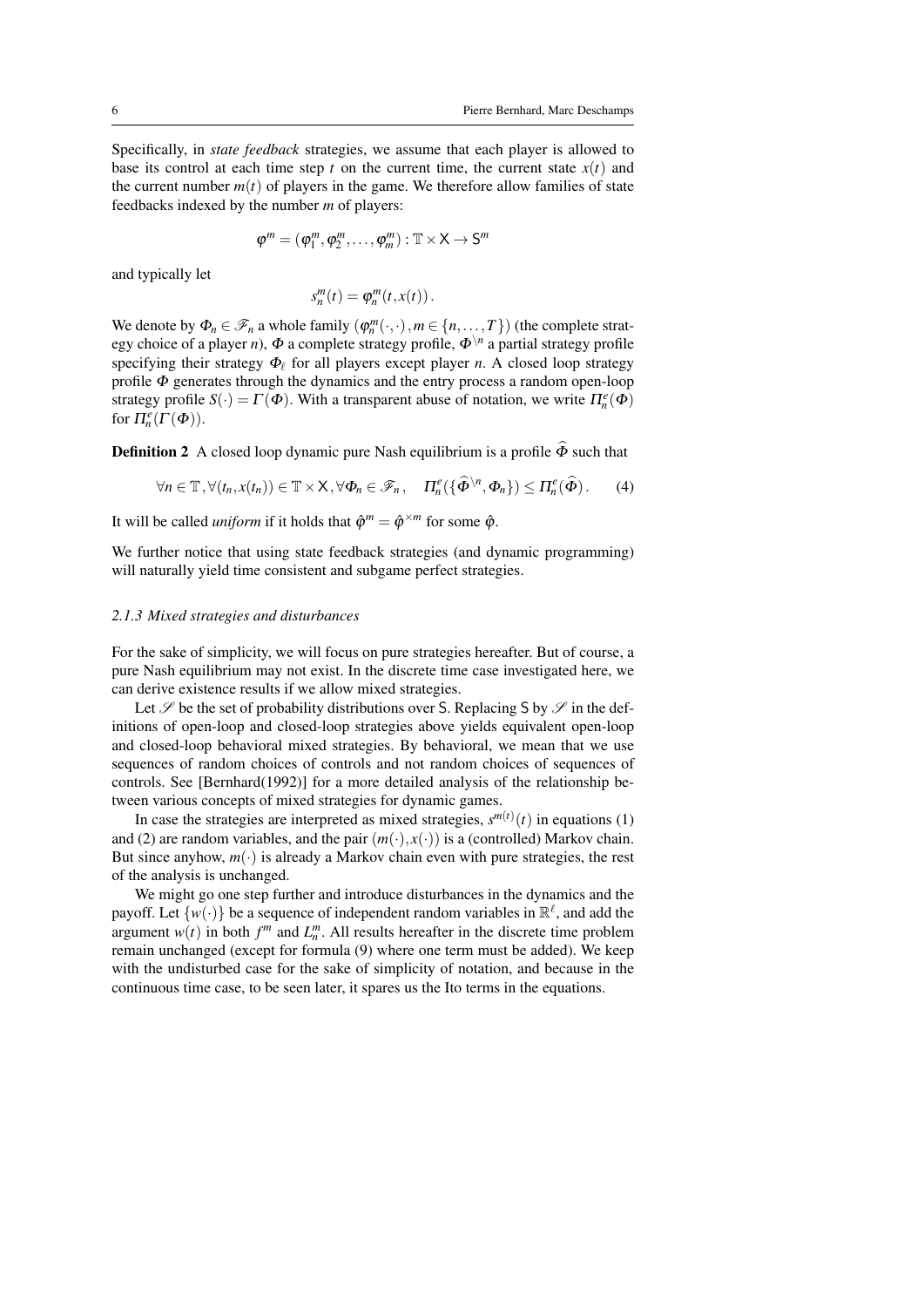Specifically, in *state feedback* strategies, we assume that each player is allowed to base its control at each time step $t$ on the current time, the current state $x(t)$ and the current number $m(t)$ of players in the game. We therefore allow families of state feedbacks indexed by the number $m$ of players:

$$\varphi^m = (\varphi_1^m, \varphi_2^m, \dots, \varphi_m^m) : \mathbb{T} \times \mathsf{X} \to \mathsf{S}^m$$

and typically let

$$s_n^m(t) = \varphi_n^m(t, x(t)) .$$

We denote by $\Phi_n \in \mathscr{F}_n$ a whole family $(\varphi_n^m(\cdot,\cdot), m \in \{n, \dots, T\})$ (the complete strategy choice of a player $n$), $\Phi$ a complete strategy profile, $\Phi^{\setminus n}$ a partial strategy profile specifying their strategy $\Phi_\ell$ for all players except player $n$. A closed loop strategy profile $\Phi$ generates through the dynamics and the entry process a random open-loop strategy profile $S(\cdot) = \Gamma(\Phi)$. With a transparent abuse of notation, we write $\Pi_n^e(\Phi)$ for $\Pi_n^e(\Gamma(\Phi))$.

**Definition 2** A closed loop dynamic pure Nash equilibrium is a profile $\widehat{\Phi}$ such that

$$\forall n \in \mathbb{T}, \forall (t_n, x(t_n)) \in \mathbb{T} \times \mathsf{X}, \forall \Phi_n \in \mathscr{F}_n, \quad \Pi_n^e(\{\widehat{\Phi}^{\setminus n}, \Phi_n\}) \leq \Pi_n^e(\widehat{\Phi}) . \tag{4}$$

It will be called *uniform* if it holds that $\hat{\varphi}^m = \hat{\varphi}^{\times m}$ for some $\hat{\varphi}$.

We further notice that using state feedback strategies (and dynamic programming) will naturally yield time consistent and subgame perfect strategies.

### 2.1.3 Mixed strategies and disturbances

For the sake of simplicity, we will focus on pure strategies hereafter. But of course, a pure Nash equilibrium may not exist. In the discrete time case investigated here, we can derive existence results if we allow mixed strategies.

Let $\mathscr{S}$ be the set of probability distributions over $\mathsf{S}$. Replacing $\mathsf{S}$ by $\mathscr{S}$ in the definitions of open-loop and closed-loop strategies above yields equivalent open-loop and closed-loop behavioral mixed strategies. By behavioral, we mean that we use sequences of random choices of controls and not random choices of sequences of controls. See [Bernhard(1992)] for a more detailed analysis of the relationship between various concepts of mixed strategies for dynamic games.

In case the strategies are interpreted as mixed strategies, $s^{m(t)}(t)$ in equations (1) and (2) are random variables, and the pair $(m(\cdot), x(\cdot))$ is a (controlled) Markov chain. But since anyhow, $m(\cdot)$ is already a Markov chain even with pure strategies, the rest of the analysis is unchanged.

We might go one step further and introduce disturbances in the dynamics and the payoff. Let $\{w(\cdot)\}$ be a sequence of independent random variables in $\mathbb{R}^\ell$, and add the argument $w(t)$ in both $f^m$ and $L_n^m$. All results hereafter in the discrete time problem remain unchanged (except for formula (9) where one term must be added). We keep with the undisturbed case for the sake of simplicity of notation, and because in the continuous time case, to be seen later, it spares us the Ito terms in the equations.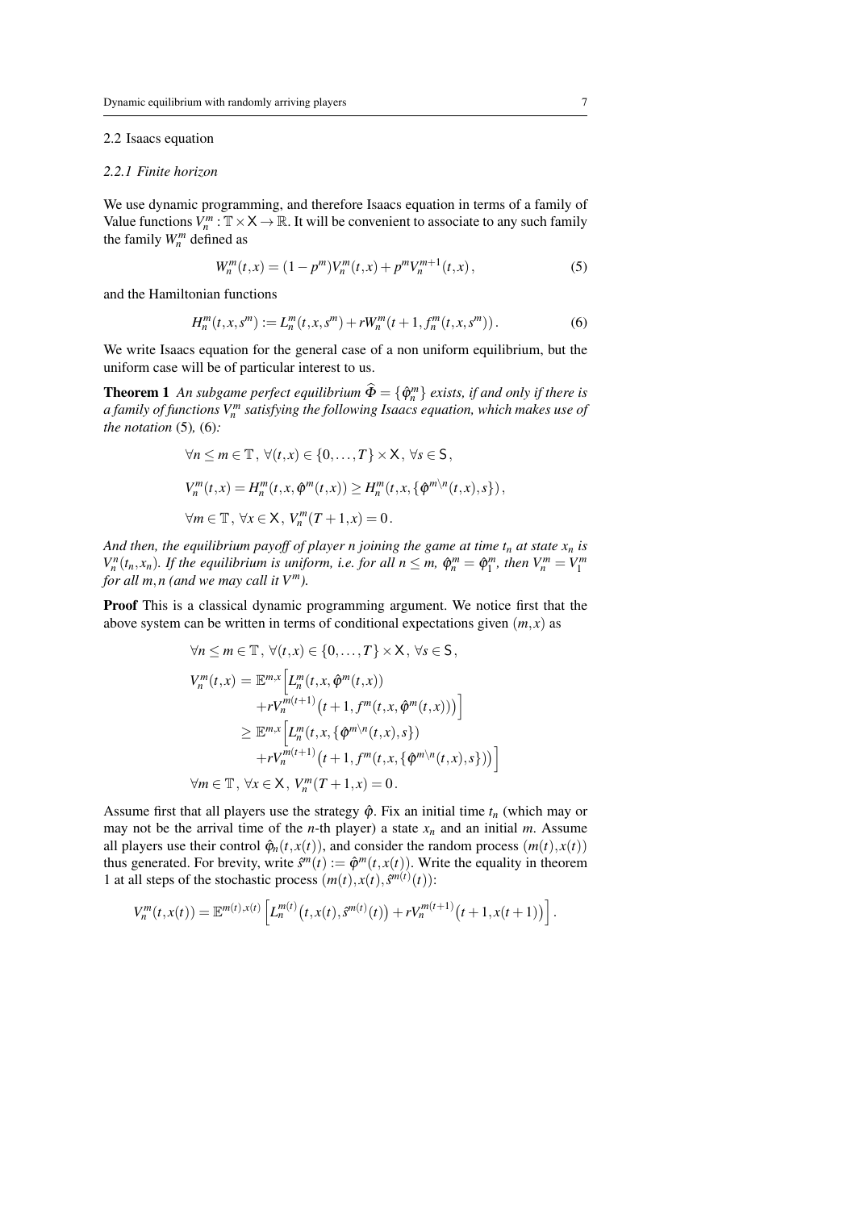### 2.2 Isaacs equation

#### 2.2.1 Finite horizon

We use dynamic programming, and therefore Isaacs equation in terms of a family of Value functions $V_n^m : \mathbb{T} \times \mathsf{X} \to \mathbb{R}$. It will be convenient to associate to any such family the family $W_n^m$ defined as

$$W_n^m(t,x) = (1-p^m)V_n^m(t,x) + p^m V_n^{m+1}(t,x)\,, \tag{5}$$

and the Hamiltonian functions

$$H_n^m(t,x,s^m) := L_n^m(t,x,s^m) + rW_n^m(t+1, f_n^m(t,x,s^m))\,. \tag{6}$$

We write Isaacs equation for the general case of a non uniform equilibrium, but the uniform case will be of particular interest to us.

**Theorem 1** *An subgame perfect equilibrium $\widehat{\Phi} = \{\hat{\varphi}_n^m\}$ exists, if and only if there is a family of functions $V_n^m$ satisfying the following Isaacs equation, which makes use of the notation* (5)*,* (6)*:*

$$\forall n \le m \in \mathbb{T}\,,\ \forall (t,x) \in \{0,\dots,T\} \times \mathsf{X}\,,\ \forall s \in \mathsf{S}\,,$$

$$V_n^m(t,x) = H_n^m(t,x,\hat{\varphi}^m(t,x)) \ge H_n^m(t,x,\{\hat{\varphi}^{m\setminus n}(t,x),s\})\,,$$

$$\forall m \in \mathbb{T}\,,\ \forall x \in \mathsf{X}\,,\ V_n^m(T+1,x) = 0\,.$$

*And then, the equilibrium payoff of player $n$ joining the game at time $t_n$ at state $x_n$ is $V_n^n(t_n,x_n)$. If the equilibrium is uniform, i.e. for all $n \le m$, $\hat{\varphi}_n^m = \hat{\varphi}_1^m$, then $V_n^m = V_1^m$ for all $m,n$ (and we may call it $V^m$).*

**Proof** This is a classical dynamic programming argument. We notice first that the above system can be written in terms of conditional expectations given $(m,x)$ as

$$\forall n \le m \in \mathbb{T}\,,\ \forall (t,x) \in \{0,\dots,T\} \times \mathsf{X}\,,\ \forall s \in \mathsf{S}\,,$$

$$\begin{aligned}
V_n^m(t,x) &= \mathbb{E}^{m,x}\Big[L_n^m(t,x,\hat{\varphi}^m(t,x)) \\
&\qquad + rV_n^{m(t+1)}\big(t+1, f^m(t,x,\hat{\varphi}^m(t,x))\big)\Big] \\
&\ge \mathbb{E}^{m,x}\Big[L_n^m(t,x,\{\hat{\varphi}^{m\setminus n}(t,x),s\}) \\
&\qquad + rV_n^{m(t+1)}\big(t+1, f^m(t,x,\{\hat{\varphi}^{m\setminus n}(t,x),s\})\big)\Big]
\end{aligned}$$

$$\forall m \in \mathbb{T}\,,\ \forall x \in \mathsf{X}\,,\ V_n^m(T+1,x) = 0\,.$$

Assume first that all players use the strategy $\hat{\varphi}$. Fix an initial time $t_n$ (which may or may not be the arrival time of the $n$-th player) a state $x_n$ and an initial $m$. Assume all players use their control $\hat{\varphi}_n(t,x(t))$, and consider the random process $(m(t),x(t))$ thus generated. For brevity, write $\hat{s}^m(t) := \hat{\varphi}^m(t,x(t))$. Write the equality in theorem 1 at all steps of the stochastic process $(m(t),x(t),\hat{s}^{m(t)}(t))$:

$$V_n^m(t,x(t)) = \mathbb{E}^{m(t),x(t)}\left[L_n^{m(t)}\big(t,x(t),\hat{s}^{m(t)}(t)\big) + rV_n^{m(t+1)}\big(t+1,x(t+1)\big)\right].$$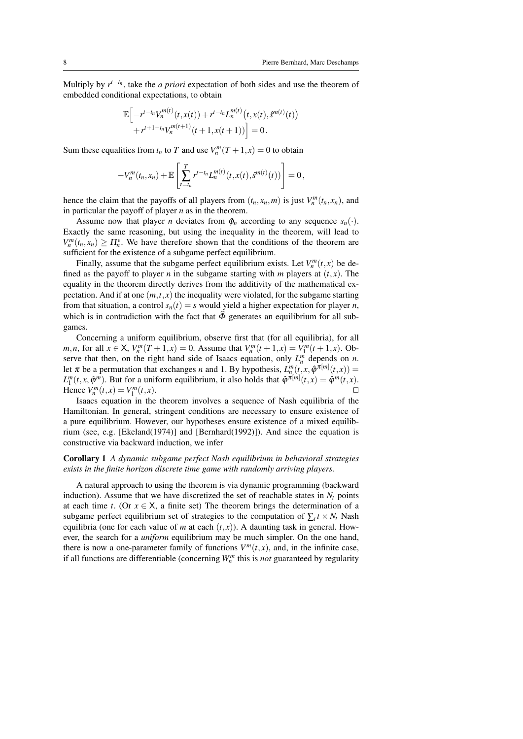Multiply by $r^{t-t_n}$, take the *a priori* expectation of both sides and use the theorem of embedded conditional expectations, to obtain

$$\mathbb{E}\Big[-r^{t-t_n}V_n^{m(t)}(t,x(t)) + r^{t-t_n}L_n^{m(t)}\big(t,x(t),\hat{s}^{m(t)}(t)\big) + r^{t+1-t_n}V_n^{m(t+1)}(t+1,x(t+1))\Big] = 0\,.$$

Sum these equalities from $t_n$ to $T$ and use $V_n^m(T+1,x) = 0$ to obtain

$$-V_n^m(t_n,x_n) + \mathbb{E}\left[\sum_{t=t_n}^{T} r^{t-t_n}L_n^{m(t)}(t,x(t),\hat{s}^{m(t)}(t))\right] = 0\,,$$

hence the claim that the payoffs of all players from $(t_n,x_n,m)$ is just $V_n^m(t_n,x_n)$, and in particular the payoff of player $n$ as in the theorem.

Assume now that player $n$ deviates from $\hat{\varphi}_n$ according to any sequence $s_n(\cdot)$. Exactly the same reasoning, but using the inequality in the theorem, will lead to $V_n^m(t_n,x_n) \geq \Pi_n^e$. We have therefore shown that the conditions of the theorem are sufficient for the existence of a subgame perfect equilibrium.

Finally, assume that the subgame perfect equilibrium exists. Let $V_n^m(t,x)$ be defined as the payoff to player $n$ in the subgame starting with $m$ players at $(t,x)$. The equality in the theorem directly derives from the additivity of the mathematical expectation. And if at one $(m,t,x)$ the inequality were violated, for the subgame starting from that situation, a control $s_n(t) = s$ would yield a higher expectation for player $n$, which is in contradiction with the fact that $\widehat{\Phi}$ generates an equilibrium for all subgames.

Concerning a uniform equilibrium, observe first that (for all equilibria), for all $m,n$, for all $x \in \mathsf{X}$, $V_n^m(T+1,x) = 0$. Assume that $V_n^m(t+1,x) = V_1^m(t+1,x)$. Observe that then, on the right hand side of Isaacs equation, only $L_n^m$ depends on $n$. let $\pi$ be a permutation that exchanges $n$ and 1. By hypothesis, $L_n^m(t,x,\hat{\varphi}^{\pi[m]}(t,x)) = L_1^m(t,x,\hat{\varphi}^m)$. But for a uniform equilibrium, it also holds that $\hat{\varphi}^{\pi[m]}(t,x) = \hat{\varphi}^m(t,x)$. Hence $V_n^m(t,x) = V_1^m(t,x)$. $\square$

Isaacs equation in the theorem involves a sequence of Nash equilibria of the Hamiltonian. In general, stringent conditions are necessary to ensure existence of a pure equilibrium. However, our hypotheses ensure existence of a mixed equilibrium (see, e.g. [Ekeland(1974)] and [Bernhard(1992)]). And since the equation is constructive via backward induction, we infer

**Corollary 1** *A dynamic subgame perfect Nash equilibrium in behavioral strategies exists in the finite horizon discrete time game with randomly arriving players.*

A natural approach to using the theorem is via dynamic programming (backward induction). Assume that we have discretized the set of reachable states in $N_t$ points at each time $t$. (Or $x \in \mathsf{X}$, a finite set) The theorem brings the determination of a subgame perfect equilibrium set of strategies to the computation of $\sum_t t \times N_t$ Nash equilibria (one for each value of $m$ at each $(t,x)$). A daunting task in general. However, the search for a *uniform* equilibrium may be much simpler. On the one hand, there is now a one-parameter family of functions $V^m(t,x)$, and, in the infinite case, if all functions are differentiable (concerning $W_n^m$ this is *not* guaranteed by regularity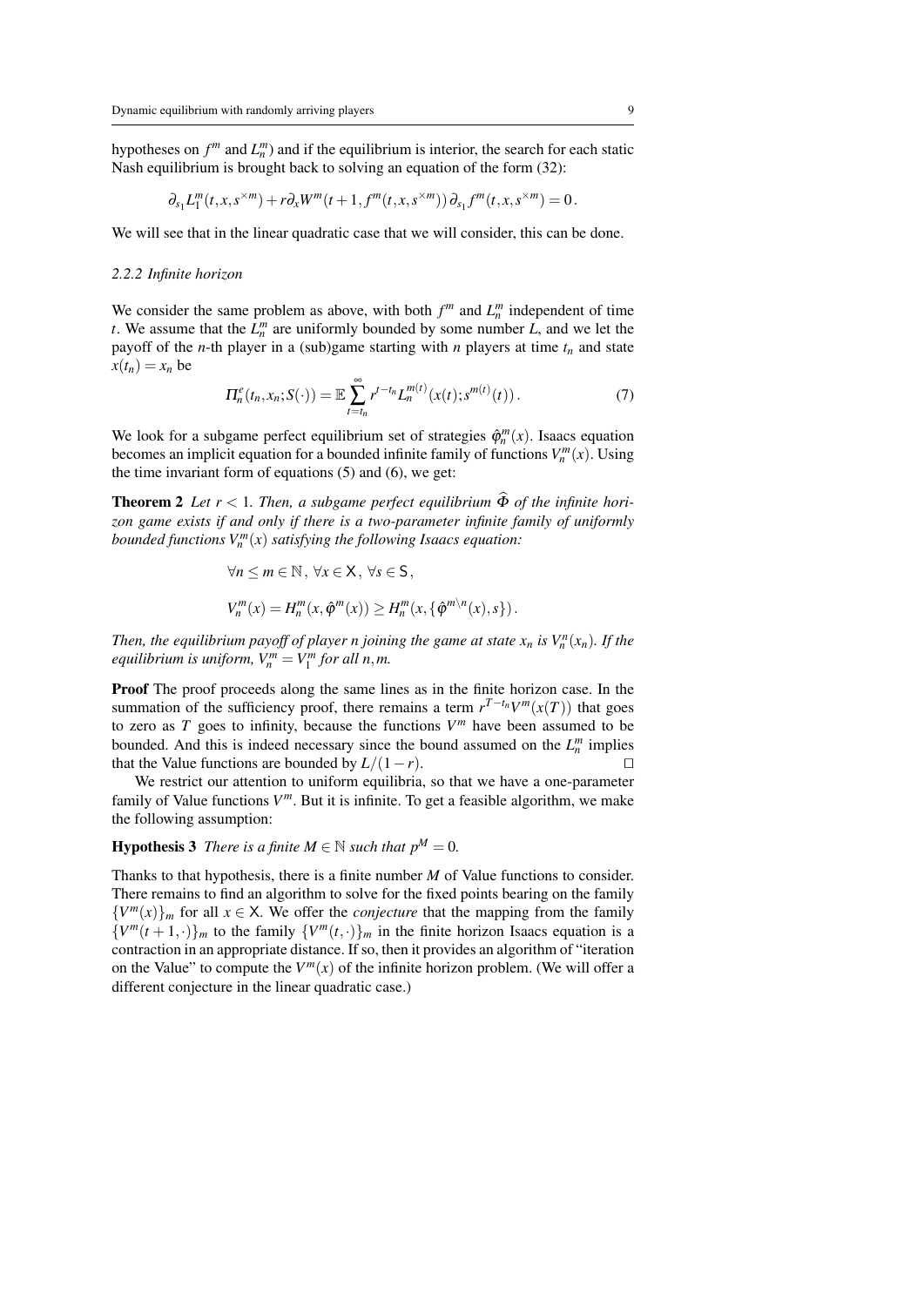hypotheses on $f^m$ and $L_n^m$) and if the equilibrium is interior, the search for each static Nash equilibrium is brought back to solving an equation of the form (32):

$$\partial_{s_1} L_1^m(t,x,s^{\times m}) + r\partial_x W^m(t+1, f^m(t,x,s^{\times m}))\,\partial_{s_1} f^m(t,x,s^{\times m}) = 0\,.$$

We will see that in the linear quadratic case that we will consider, this can be done.

### *2.2.2 Infinite horizon*

We consider the same problem as above, with both $f^m$ and $L_n^m$ independent of time $t$. We assume that the $L_n^m$ are uniformly bounded by some number $L$, and we let the payoff of the $n$-th player in a (sub)game starting with $n$ players at time $t_n$ and state $x(t_n) = x_n$ be

$$\Pi_n^e(t_n, x_n; S(\cdot)) = \mathbb{E} \sum_{t=t_n}^{\infty} r^{t-t_n} L_n^{m(t)}(x(t); s^{m(t)}(t))\,. \tag{7}$$

We look for a subgame perfect equilibrium set of strategies $\hat{\varphi}_n^m(x)$. Isaacs equation becomes an implicit equation for a bounded infinite family of functions $V_n^m(x)$. Using the time invariant form of equations (5) and (6), we get:

**Theorem 2** *Let $r < 1$. Then, a subgame perfect equilibrium $\widehat{\Phi}$ of the infinite horizon game exists if and only if there is a two-parameter infinite family of uniformly bounded functions $V_n^m(x)$ satisfying the following Isaacs equation:*

$$\forall n \le m \in \mathbb{N}\,,\ \forall x \in \mathsf{X}\,,\ \forall s \in \mathsf{S}\,,$$

$$V_n^m(x) = H_n^m(x, \hat{\varphi}^m(x)) \ge H_n^m(x, \{\hat{\varphi}^{m\backslash n}(x), s\})\,.$$

*Then, the equilibrium payoff of player $n$ joining the game at state $x_n$ is $V_n^n(x_n)$. If the equilibrium is uniform, $V_n^m = V_1^m$ for all $n,m$.*

**Proof** The proof proceeds along the same lines as in the finite horizon case. In the summation of the sufficiency proof, there remains a term $r^{T-t_n}V^m(x(T))$ that goes to zero as $T$ goes to infinity, because the functions $V^m$ have been assumed to be bounded. And this is indeed necessary since the bound assumed on the $L_n^m$ implies that the Value functions are bounded by $L/(1-r)$. □

We restrict our attention to uniform equilibria, so that we have a one-parameter family of Value functions $V^m$. But it is infinite. To get a feasible algorithm, we make the following assumption:

**Hypothesis 3** *There is a finite $M \in \mathbb{N}$ such that $p^M = 0$.*

Thanks to that hypothesis, there is a finite number $M$ of Value functions to consider. There remains to find an algorithm to solve for the fixed points bearing on the family $\{V^m(x)\}_m$ for all $x \in \mathsf{X}$. We offer the *conjecture* that the mapping from the family $\{V^m(t+1,\cdot)\}_m$ to the family $\{V^m(t,\cdot)\}_m$ in the finite horizon Isaacs equation is a contraction in an appropriate distance. If so, then it provides an algorithm of "iteration on the Value" to compute the $V^m(x)$ of the infinite horizon problem. (We will offer a different conjecture in the linear quadratic case.)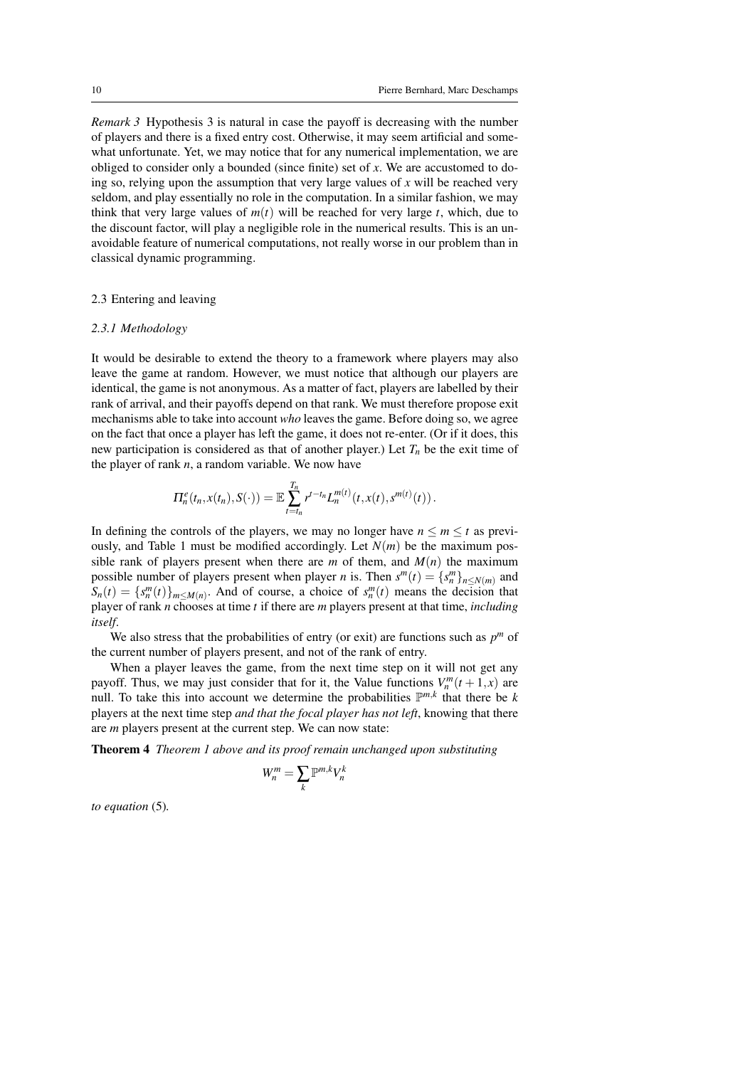*Remark 3* Hypothesis 3 is natural in case the payoff is decreasing with the number of players and there is a fixed entry cost. Otherwise, it may seem artificial and somewhat unfortunate. Yet, we may notice that for any numerical implementation, we are obliged to consider only a bounded (since finite) set of $x$. We are accustomed to doing so, relying upon the assumption that very large values of $x$ will be reached very seldom, and play essentially no role in the computation. In a similar fashion, we may think that very large values of $m(t)$ will be reached for very large $t$, which, due to the discount factor, will play a negligible role in the numerical results. This is an unavoidable feature of numerical computations, not really worse in our problem than in classical dynamic programming.

### 2.3 Entering and leaving

#### *2.3.1 Methodology*

It would be desirable to extend the theory to a framework where players may also leave the game at random. However, we must notice that although our players are identical, the game is not anonymous. As a matter of fact, players are labelled by their rank of arrival, and their payoffs depend on that rank. We must therefore propose exit mechanisms able to take into account *who* leaves the game. Before doing so, we agree on the fact that once a player has left the game, it does not re-enter. (Or if it does, this new participation is considered as that of another player.) Let $T_n$ be the exit time of the player of rank $n$, a random variable. We now have

$$\Pi_n^e(t_n, x(t_n), S(\cdot)) = \mathbb{E}\sum_{t=t_n}^{T_n} r^{t-t_n} L_n^{m(t)}(t, x(t), s^{m(t)}(t)) \,.$$

In defining the controls of the players, we may no longer have $n \le m \le t$ as previously, and Table 1 must be modified accordingly. Let $N(m)$ be the maximum possible rank of players present when there are $m$ of them, and $M(n)$ the maximum possible number of players present when player $n$ is. Then $s^m(t) = \{s_n^m\}_{n \le N(m)}$ and $S_n(t) = \{s_n^m(t)\}_{m \le M(n)}$. And of course, a choice of $s_n^m(t)$ means the decision that player of rank $n$ chooses at time $t$ if there are $m$ players present at that time, *including itself*.

We also stress that the probabilities of entry (or exit) are functions such as $p^m$ of the current number of players present, and not of the rank of entry.

When a player leaves the game, from the next time step on it will not get any payoff. Thus, we may just consider that for it, the Value functions $V_n^m(t+1, x)$ are null. To take this into account we determine the probabilities $\mathbb{P}^{m,k}$ that there be $k$ players at the next time step *and that the focal player has not left*, knowing that there are $m$ players present at the current step. We can now state:

**Theorem 4** *Theorem 1 above and its proof remain unchanged upon substituting*

$$W_n^m = \sum_k \mathbb{P}^{m,k} V_n^k$$

*to equation* (5)*.*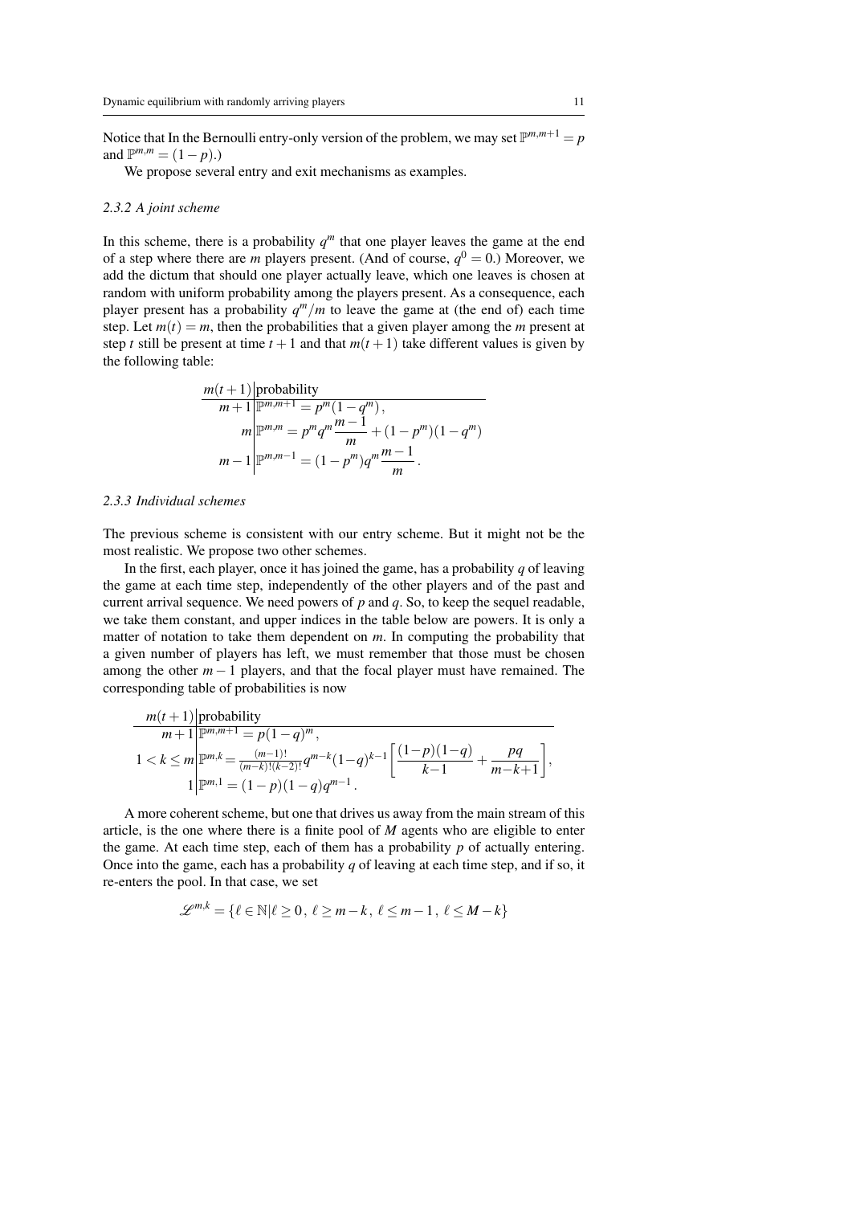Notice that In the Bernoulli entry-only version of the problem, we may set $\mathbb{P}^{m,m+1} = p$ and $\mathbb{P}^{m,m} = (1-p)$.)

We propose several entry and exit mechanisms as examples.

### 2.3.2 A joint scheme

In this scheme, there is a probability $q^m$ that one player leaves the game at the end of a step where there are $m$ players present. (And of course, $q^0 = 0$.) Moreover, we add the dictum that should one player actually leave, which one leaves is chosen at random with uniform probability among the players present. As a consequence, each player present has a probability $q^m/m$ to leave the game at (the end of) each time step. Let $m(t) = m$, then the probabilities that a given player among the $m$ present at step $t$ still be present at time $t+1$ and that $m(t+1)$ take different values is given by the following table:

| $m(t+1)$ | probability |
|---|---|
| $m+1$ | $\mathbb{P}^{m,m+1} = p^m(1-q^m)\,,$ |
| $m$ | $\mathbb{P}^{m,m} = p^m q^m \dfrac{m-1}{m} + (1-p^m)(1-q^m)$ |
| $m-1$ | $\mathbb{P}^{m,m-1} = (1-p^m)q^m \dfrac{m-1}{m}\,.$ |

### 2.3.3 Individual schemes

The previous scheme is consistent with our entry scheme. But it might not be the most realistic. We propose two other schemes.

In the first, each player, once it has joined the game, has a probability $q$ of leaving the game at each time step, independently of the other players and of the past and current arrival sequence. We need powers of $p$ and $q$. So, to keep the sequel readable, we take them constant, and upper indices in the table below are powers. It is only a matter of notation to take them dependent on $m$. In computing the probability that a given number of players has left, we must remember that those must be chosen among the other $m-1$ players, and that the focal player must have remained. The corresponding table of probabilities is now

| $m(t+1)$ | probability |
|---|---|
| $m+1$ | $\mathbb{P}^{m,m+1} = p(1-q)^m\,,$ |
| $1 < k \leq m$ | $\mathbb{P}^{m,k} = \frac{(m-1)!}{(m-k)!(k-2)!} q^{m-k}(1-q)^{k-1}\left[\dfrac{(1-p)(1-q)}{k-1} + \dfrac{pq}{m-k+1}\right],$ |
| $1$ | $\mathbb{P}^{m,1} = (1-p)(1-q)q^{m-1}\,.$ |

A more coherent scheme, but one that drives us away from the main stream of this article, is the one where there is a finite pool of $M$ agents who are eligible to enter the game. At each time step, each of them has a probability $p$ of actually entering. Once into the game, each has a probability $q$ of leaving at each time step, and if so, it re-enters the pool. In that case, we set

$$\mathscr{L}^{m,k} = \{\ell \in \mathbb{N} | \ell \geq 0\,,\ \ell \geq m-k\,,\ \ell \leq m-1\,,\ \ell \leq M-k\}$$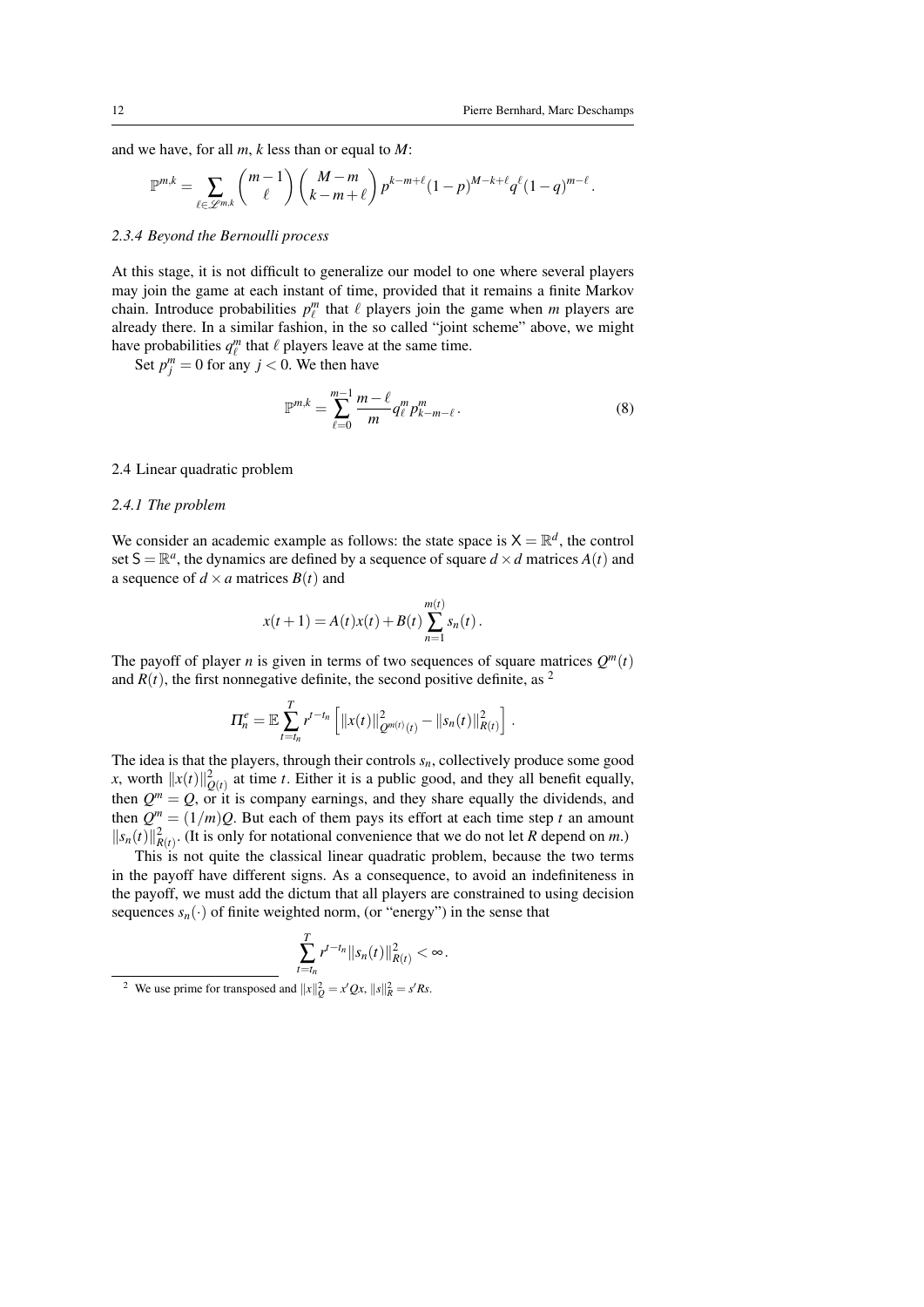and we have, for all $m$, $k$ less than or equal to $M$:

$$\mathbb{P}^{m,k} = \sum_{\ell \in \mathscr{L}^{m,k}} \binom{m-1}{\ell} \binom{M-m}{k-m+\ell} p^{k-m+\ell}(1-p)^{M-k+\ell} q^{\ell}(1-q)^{m-\ell}.$$

#### 2.3.4 Beyond the Bernoulli process

At this stage, it is not difficult to generalize our model to one where several players may join the game at each instant of time, provided that it remains a finite Markov chain. Introduce probabilities $p_\ell^m$ that $\ell$ players join the game when $m$ players are already there. In a similar fashion, in the so called "joint scheme" above, we might have probabilities $q_\ell^m$ that $\ell$ players leave at the same time.

Set $p_j^m = 0$ for any $j < 0$. We then have

$$\mathbb{P}^{m,k} = \sum_{\ell=0}^{m-1} \frac{m-\ell}{m} q_\ell^m p_{k-m-\ell}^m . \tag{8}$$

### 2.4 Linear quadratic problem

#### 2.4.1 The problem

We consider an academic example as follows: the state space is $\mathsf{X} = \mathbb{R}^d$, the control set $\mathsf{S} = \mathbb{R}^a$, the dynamics are defined by a sequence of square $d \times d$ matrices $A(t)$ and a sequence of $d \times a$ matrices $B(t)$ and

$$x(t+1) = A(t)x(t) + B(t) \sum_{n=1}^{m(t)} s_n(t) .$$

The payoff of player $n$ is given in terms of two sequences of square matrices $Q^m(t)$ and $R(t)$, the first nonnegative definite, the second positive definite, as [2]

$$\Pi_n^e = \mathbb{E} \sum_{t=t_n}^{T} r^{t-t_n} \left[ \|x(t)\|^2_{Q^{m(t)}(t)} - \|s_n(t)\|^2_{R(t)} \right] .$$

The idea is that the players, through their controls $s_n$, collectively produce some good $x$, worth $\|x(t)\|^2_{Q(t)}$ at time $t$. Either it is a public good, and they all benefit equally, then $Q^m = Q$, or it is company earnings, and they share equally the dividends, and then $Q^m = (1/m)Q$. But each of them pays its effort at each time step $t$ an amount $\|s_n(t)\|^2_{R(t)}$. (It is only for notational convenience that we do not let $R$ depend on $m$.)

This is not quite the classical linear quadratic problem, because the two terms in the payoff have different signs. As a consequence, to avoid an indefiniteness in the payoff, we must add the dictum that all players are constrained to using decision sequences $s_n(\cdot)$ of finite weighted norm, (or "energy") in the sense that

$$\sum_{t=t_n}^{T} r^{t-t_n} \|s_n(t)\|^2_{R(t)} < \infty .$$

[2] We use prime for transposed and $\|x\|^2_Q = x'Qx$, $\|s\|^2_R = s'Rs$.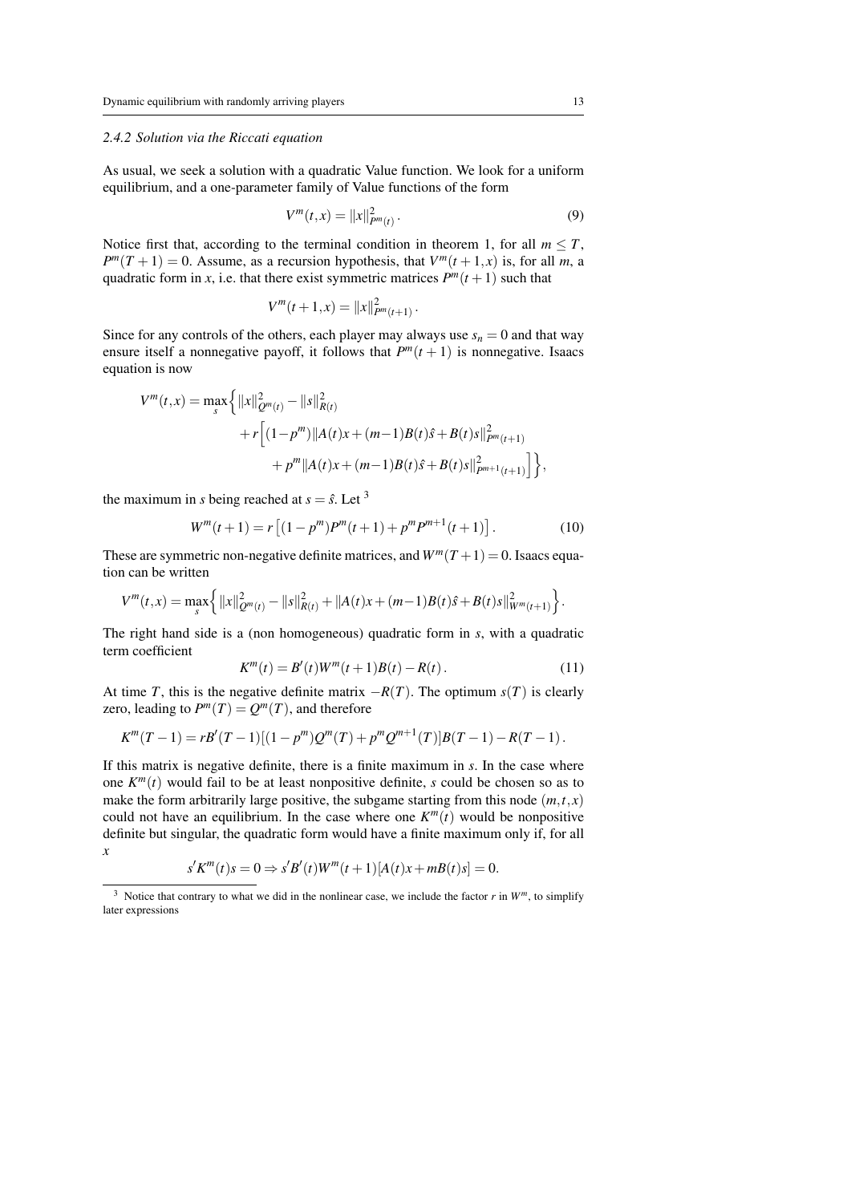### 2.4.2 Solution via the Riccati equation

As usual, we seek a solution with a quadratic Value function. We look for a uniform equilibrium, and a one-parameter family of Value functions of the form

$$V^m(t,x) = \|x\|^2_{P^m(t)}\,. \tag{9}$$

Notice first that, according to the terminal condition in theorem 1, for all $m \le T$, $P^m(T+1) = 0$. Assume, as a recursion hypothesis, that $V^m(t+1,x)$ is, for all $m$, a quadratic form in $x$, i.e. that there exist symmetric matrices $P^m(t+1)$ such that

$$V^m(t+1,x) = \|x\|^2_{P^m(t+1)}\,.$$

Since for any controls of the others, each player may always use $s_n = 0$ and that way ensure itself a nonnegative payoff, it follows that $P^m(t+1)$ is nonnegative. Isaacs equation is now

$$\begin{aligned}
V^m(t,x) = \max_s \Big\{ & \|x\|^2_{Q^m(t)} - \|s\|^2_{R(t)} \\
& + r\Big[(1-p^m)\|A(t)x + (m-1)B(t)\hat{s} + B(t)s\|^2_{P^m(t+1)} \\
& \qquad + p^m\|A(t)x + (m-1)B(t)\hat{s} + B(t)s\|^2_{P^{m+1}(t+1)}\Big]\Big\},
\end{aligned}$$

the maximum in $s$ being reached at $s = \hat{s}$. Let [3]

$$W^m(t+1) = r\left[(1-p^m)P^m(t+1) + p^m P^{m+1}(t+1)\right]. \tag{10}$$

These are symmetric non-negative definite matrices, and $W^m(T+1) = 0$. Isaacs equation can be written

$$V^m(t,x) = \max_s \Big\{ \|x\|^2_{Q^m(t)} - \|s\|^2_{R(t)} + \|A(t)x + (m-1)B(t)\hat{s} + B(t)s\|^2_{W^m(t+1)} \Big\}.$$

The right hand side is a (non homogeneous) quadratic form in $s$, with a quadratic term coefficient

$$K^m(t) = B'(t)W^m(t+1)B(t) - R(t)\,. \tag{11}$$

At time $T$, this is the negative definite matrix $-R(T)$. The optimum $s(T)$ is clearly zero, leading to $P^m(T) = Q^m(T)$, and therefore

$$K^m(T-1) = rB'(T-1)[(1-p^m)Q^m(T) + p^m Q^{m+1}(T)]B(T-1) - R(T-1)\,.$$

If this matrix is negative definite, there is a finite maximum in $s$. In the case where one $K^m(t)$ would fail to be at least nonpositive definite, $s$ could be chosen so as to make the form arbitrarily large positive, the subgame starting from this node $(m,t,x)$ could not have an equilibrium. In the case where one $K^m(t)$ would be nonpositive definite but singular, the quadratic form would have a finite maximum only if, for all $x$

$$s'K^m(t)s = 0 \Rightarrow s'B'(t)W^m(t+1)[A(t)x + mB(t)s] = 0.$$

[3] Notice that contrary to what we did in the nonlinear case, we include the factor $r$ in $W^m$, to simplify later expressions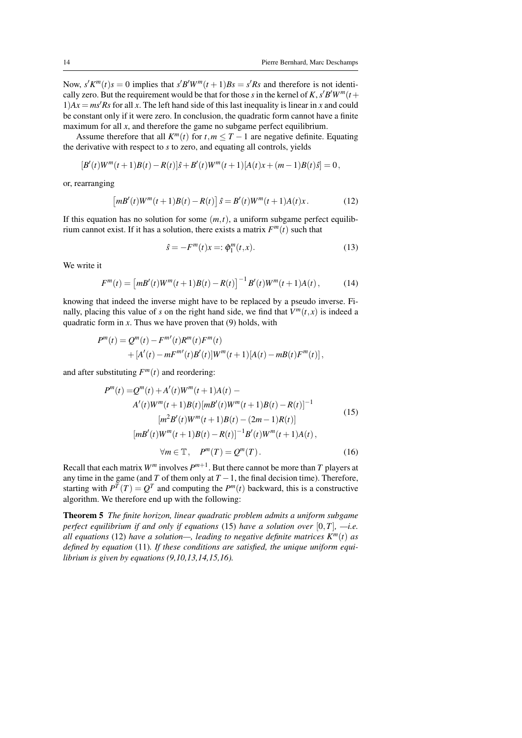Now, $s'K^m(t)s = 0$ implies that $s'B'W^m(t+1)Bs = s'Rs$ and therefore is not identically zero. But the requirement would be that for those $s$ in the kernel of $K$, $s'B'W^m(t+1)Ax = ms'Rs$ for all $x$. The left hand side of this last inequality is linear in $x$ and could be constant only if it were zero. In conclusion, the quadratic form cannot have a finite maximum for all $x$, and therefore the game no subgame perfect equilibrium.

Assume therefore that all $K^m(t)$ for $t, m \leq T-1$ are negative definite. Equating the derivative with respect to $s$ to zero, and equating all controls, yields

$$[B'(t)W^m(t+1)B(t) - R(t)]\hat{s} + B'(t)W^m(t+1)[A(t)x + (m-1)B(t)\hat{s}] = 0\,,$$

or, rearranging

$$\left[mB'(t)W^m(t+1)B(t) - R(t)\right]\hat{s} = B'(t)W^m(t+1)A(t)x\,. \tag{12}$$

If this equation has no solution for some $(m,t)$, a uniform subgame perfect equilibrium cannot exist. If it has a solution, there exists a matrix $F^m(t)$ such that

$$\hat{s} = -F^m(t)x =: \hat{\varphi}_1^m(t,x). \tag{13}$$

We write it

$$F^m(t) = \left[mB'(t)W^m(t+1)B(t) - R(t)\right]^{-1}B'(t)W^m(t+1)A(t)\,, \tag{14}$$

knowing that indeed the inverse might have to be replaced by a pseudo inverse. Finally, placing this value of $s$ on the right hand side, we find that $V^m(t,x)$ is indeed a quadratic form in $x$. Thus we have proven that (9) holds, with

$$\begin{aligned}P^m(t) &= Q^m(t) - F^{m\prime}(t)R^m(t)F^m(t)\\ &\quad + [A'(t) - mF^{m\prime}(t)B'(t)]W^m(t+1)[A(t) - mB(t)F^m(t)]\,,\end{aligned}$$

and after substituting $F^m(t)$ and reordering:

$$\begin{aligned}P^m(t) =& Q^m(t) + A'(t)W^m(t+1)A(t) - \\ & A'(t)W^m(t+1)B(t)[mB'(t)W^m(t+1)B(t) - R(t)]^{-1}\\ & [m^2B'(t)W^m(t+1)B(t) - (2m-1)R(t)]\\ & [mB'(t)W^m(t+1)B(t) - R(t)]^{-1}B'(t)W^m(t+1)A(t)\,,\end{aligned} \tag{15}$$

$$\forall m \in \mathbb{T}, \quad P^m(T) = Q^m(T)\,. \tag{16}$$

Recall that each matrix $W^m$ involves $P^{m+1}$. But there cannot be more than $T$ players at any time in the game (and $T$ of them only at $T-1$, the final decision time). Therefore, starting with $P^T(T) = Q^T$ and computing the $P^m(t)$ backward, this is a constructive algorithm. We therefore end up with the following:

**Theorem 5** *The finite horizon, linear quadratic problem admits a uniform subgame perfect equilibrium if and only if equations* (15) *have a solution over* $[0,T]$, *—i.e. all equations* (12) *have a solution—, leading to negative definite matrices* $K^m(t)$ *as defined by equation* (11). *If these conditions are satisfied, the unique uniform equilibrium is given by equations (9,10,13,14,15,16).*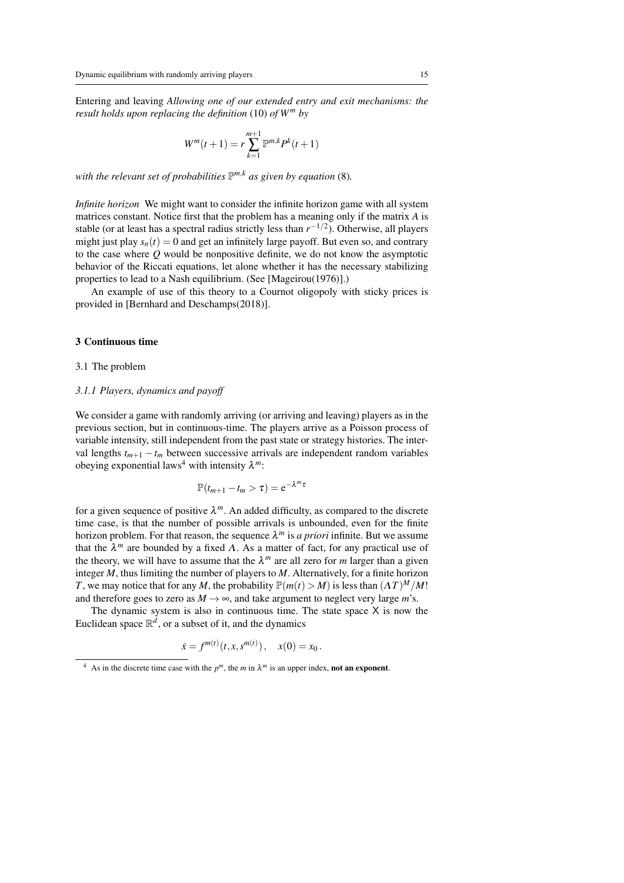Entering and leaving *Allowing one of our extended entry and exit mechanisms: the result holds upon replacing the definition* (10) *of* $W^m$ *by*

$$W^m(t+1) = r\sum_{k=1}^{m+1} \mathbb{P}^{m,k} P^k(t+1)$$

*with the relevant set of probabilities* $\mathbb{P}^{m,k}$ *as given by equation* (8)*.*

*Infinite horizon* We might want to consider the infinite horizon game with all system matrices constant. Notice first that the problem has a meaning only if the matrix $A$ is stable (or at least has a spectral radius strictly less than $r^{-1/2}$). Otherwise, all players might just play $s_n(t) = 0$ and get an infinitely large payoff. But even so, and contrary to the case where $Q$ would be nonpositive definite, we do not know the asymptotic behavior of the Riccati equations, let alone whether it has the necessary stabilizing properties to lead to a Nash equilibrium. (See [Mageirou(1976)].)

An example of use of this theory to a Cournot oligopoly with sticky prices is provided in [Bernhard and Deschamps(2018)].

## 3 Continuous time

### 3.1 The problem

#### *3.1.1 Players, dynamics and payoff*

We consider a game with randomly arriving (or arriving and leaving) players as in the previous section, but in continuous-time. The players arrive as a Poisson process of variable intensity, still independent from the past state or strategy histories. The interval lengths $t_{m+1} - t_m$ between successive arrivals are independent random variables obeying exponential laws[4] with intensity $\lambda^m$:

$$\mathbb{P}(t_{m+1} - t_m > \tau) = \mathrm{e}^{-\lambda^m \tau}$$

for a given sequence of positive $\lambda^m$. An added difficulty, as compared to the discrete time case, is that the number of possible arrivals is unbounded, even for the finite horizon problem. For that reason, the sequence $\lambda^m$ is *a priori* infinite. But we assume that the $\lambda^m$ are bounded by a fixed $\Lambda$. As a matter of fact, for any practical use of the theory, we will have to assume that the $\lambda^m$ are all zero for $m$ larger than a given integer $M$, thus limiting the number of players to $M$. Alternatively, for a finite horizon $T$, we may notice that for any $M$, the probability $\mathbb{P}(m(t) > M)$ is less than $(\Lambda T)^M/M!$ and therefore goes to zero as $M \to \infty$, and take argument to neglect very large $m$'s.

The dynamic system is also in continuous time. The state space $\mathsf{X}$ is now the Euclidean space $\mathbb{R}^d$, or a subset of it, and the dynamics

$$\dot{x} = f^{m(t)}(t, x, s^{m(t)}), \quad x(0) = x_0 .$$

[4] As in the discrete time case with the $p^m$, the $m$ in $\lambda^m$ is an upper index, **not an exponent**.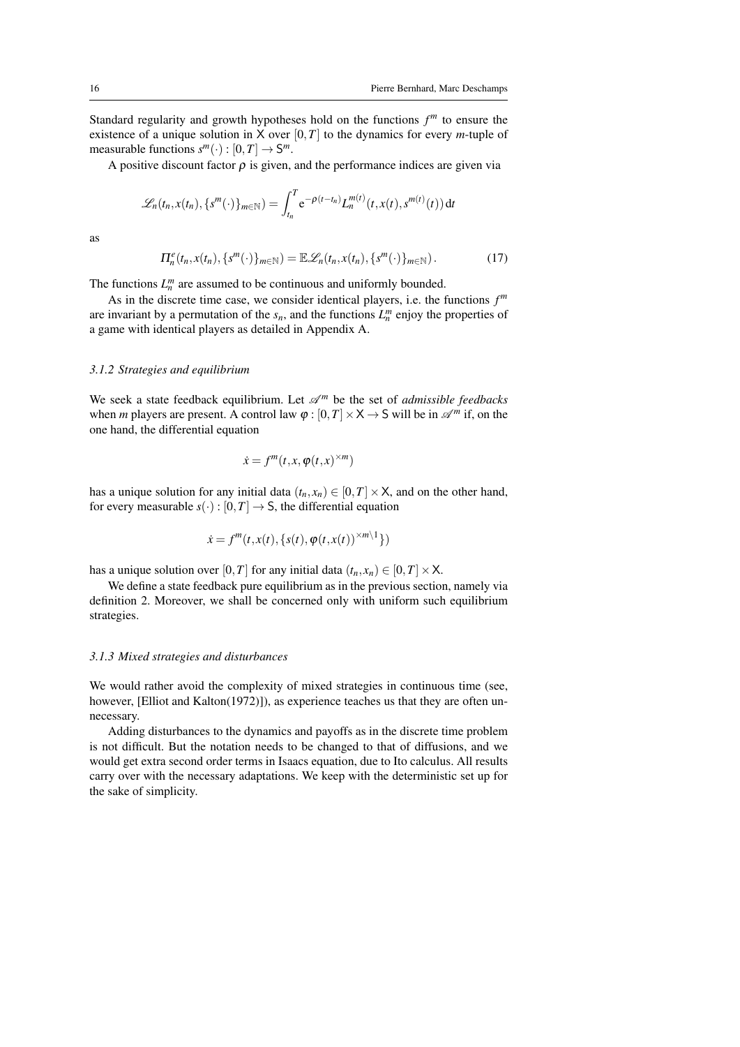Standard regularity and growth hypotheses hold on the functions $f^m$ to ensure the existence of a unique solution in $\mathsf{X}$ over $[0,T]$ to the dynamics for every $m$-tuple of measurable functions $s^m(\cdot):[0,T]\to\mathsf{S}^m$.

A positive discount factor $\rho$ is given, and the performance indices are given via

$$\mathscr{L}_n(t_n,x(t_n),\{s^m(\cdot)\}_{m\in\mathbb{N}}) = \int_{t_n}^{T} \mathrm{e}^{-\rho(t-t_n)} L_n^{m(t)}(t,x(t),s^{m(t)}(t))\,\mathrm{d}t$$

as

$$\Pi_n^e(t_n,x(t_n),\{s^m(\cdot)\}_{m\in\mathbb{N}}) = \mathbb{E}\mathscr{L}_n(t_n,x(t_n),\{s^m(\cdot)\}_{m\in\mathbb{N}})\,. \tag{17}$$

The functions $L_n^m$ are assumed to be continuous and uniformly bounded.

As in the discrete time case, we consider identical players, i.e. the functions $f^m$ are invariant by a permutation of the $s_n$, and the functions $L_n^m$ enjoy the properties of a game with identical players as detailed in Appendix A.

### 3.1.2 Strategies and equilibrium

We seek a state feedback equilibrium. Let $\mathscr{A}^m$ be the set of *admissible feedbacks* when $m$ players are present. A control law $\varphi:[0,T]\times\mathsf{X}\to\mathsf{S}$ will be in $\mathscr{A}^m$ if, on the one hand, the differential equation

$$\dot{x} = f^m(t,x,\varphi(t,x)^{\times m})$$

has a unique solution for any initial data $(t_n,x_n)\in[0,T]\times\mathsf{X}$, and on the other hand, for every measurable $s(\cdot):[0,T]\to\mathsf{S}$, the differential equation

$$\dot{x} = f^m(t,x(t),\{s(t),\varphi(t,x(t))^{\times m\setminus 1}\})$$

has a unique solution over $[0,T]$ for any initial data $(t_n,x_n)\in[0,T]\times\mathsf{X}$.

We define a state feedback pure equilibrium as in the previous section, namely via definition 2. Moreover, we shall be concerned only with uniform such equilibrium strategies.

### 3.1.3 Mixed strategies and disturbances

We would rather avoid the complexity of mixed strategies in continuous time (see, however, [Elliot and Kalton(1972)]), as experience teaches us that they are often unnecessary.

Adding disturbances to the dynamics and payoffs as in the discrete time problem is not difficult. But the notation needs to be changed to that of diffusions, and we would get extra second order terms in Isaacs equation, due to Ito calculus. All results carry over with the necessary adaptations. We keep with the deterministic set up for the sake of simplicity.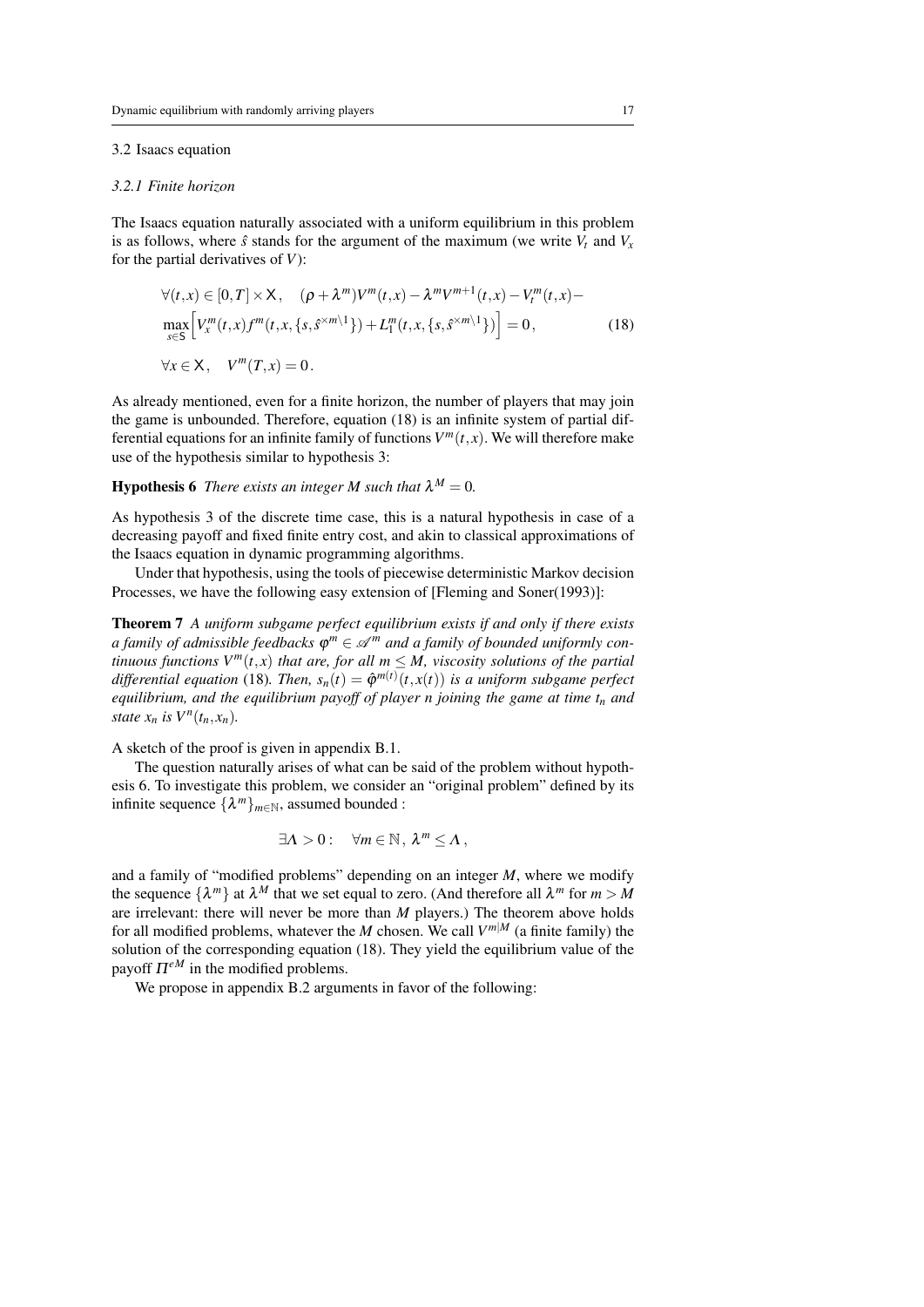### 3.2 Isaacs equation

#### *3.2.1 Finite horizon*

The Isaacs equation naturally associated with a uniform equilibrium in this problem is as follows, where $\hat{s}$ stands for the argument of the maximum (we write $V_t$ and $V_x$ for the partial derivatives of $V$):

$$
\begin{aligned}
&\forall (t,x) \in [0,T] \times \mathsf{X}, \quad (\rho + \lambda^m) V^m(t,x) - \lambda^m V^{m+1}(t,x) - V_t^m(t,x) - \\
&\max_{s \in \mathsf{S}} \Big[ V_x^m(t,x) f^m(t,x,\{s, \hat{s}^{\times m \setminus 1}\}) + L_1^m(t,x,\{s,\hat{s}^{\times m \setminus 1}\}) \Big] = 0\,, \qquad (18) \\
&\forall x \in \mathsf{X}, \quad V^m(T,x) = 0\,.
\end{aligned}
$$

As already mentioned, even for a finite horizon, the number of players that may join the game is unbounded. Therefore, equation (18) is an infinite system of partial differential equations for an infinite family of functions $V^m(t,x)$. We will therefore make use of the hypothesis similar to hypothesis 3:

**Hypothesis 6** *There exists an integer $M$ such that $\lambda^M = 0$.*

As hypothesis 3 of the discrete time case, this is a natural hypothesis in case of a decreasing payoff and fixed finite entry cost, and akin to classical approximations of the Isaacs equation in dynamic programming algorithms.

Under that hypothesis, using the tools of piecewise deterministic Markov decision Processes, we have the following easy extension of [Fleming and Soner(1993)]:

**Theorem 7** *A uniform subgame perfect equilibrium exists if and only if there exists a family of admissible feedbacks $\varphi^m \in \mathscr{A}^m$ and a family of bounded uniformly continuous functions $V^m(t,x)$ that are, for all $m \leq M$, viscosity solutions of the partial differential equation* (18)*. Then, $s_n(t) = \hat{\varphi}^{m(t)}(t,x(t))$ is a uniform subgame perfect equilibrium, and the equilibrium payoff of player $n$ joining the game at time $t_n$ and state $x_n$ is $V^n(t_n,x_n)$.*

A sketch of the proof is given in appendix B.1.

The question naturally arises of what can be said of the problem without hypothesis 6. To investigate this problem, we consider an "original problem" defined by its infinite sequence $\{\lambda^m\}_{m \in \mathbb{N}}$, assumed bounded :

$$
\exists \Lambda > 0 : \quad \forall m \in \mathbb{N},\ \lambda^m \leq \Lambda\,,
$$

and a family of "modified problems" depending on an integer $M$, where we modify the sequence $\{\lambda^m\}$ at $\lambda^M$ that we set equal to zero. (And therefore all $\lambda^m$ for $m > M$ are irrelevant: there will never be more than $M$ players.) The theorem above holds for all modified problems, whatever the $M$ chosen. We call $V^{m|M}$ (a finite family) the solution of the corresponding equation (18). They yield the equilibrium value of the payoff $\Pi^{eM}$ in the modified problems.

We propose in appendix B.2 arguments in favor of the following: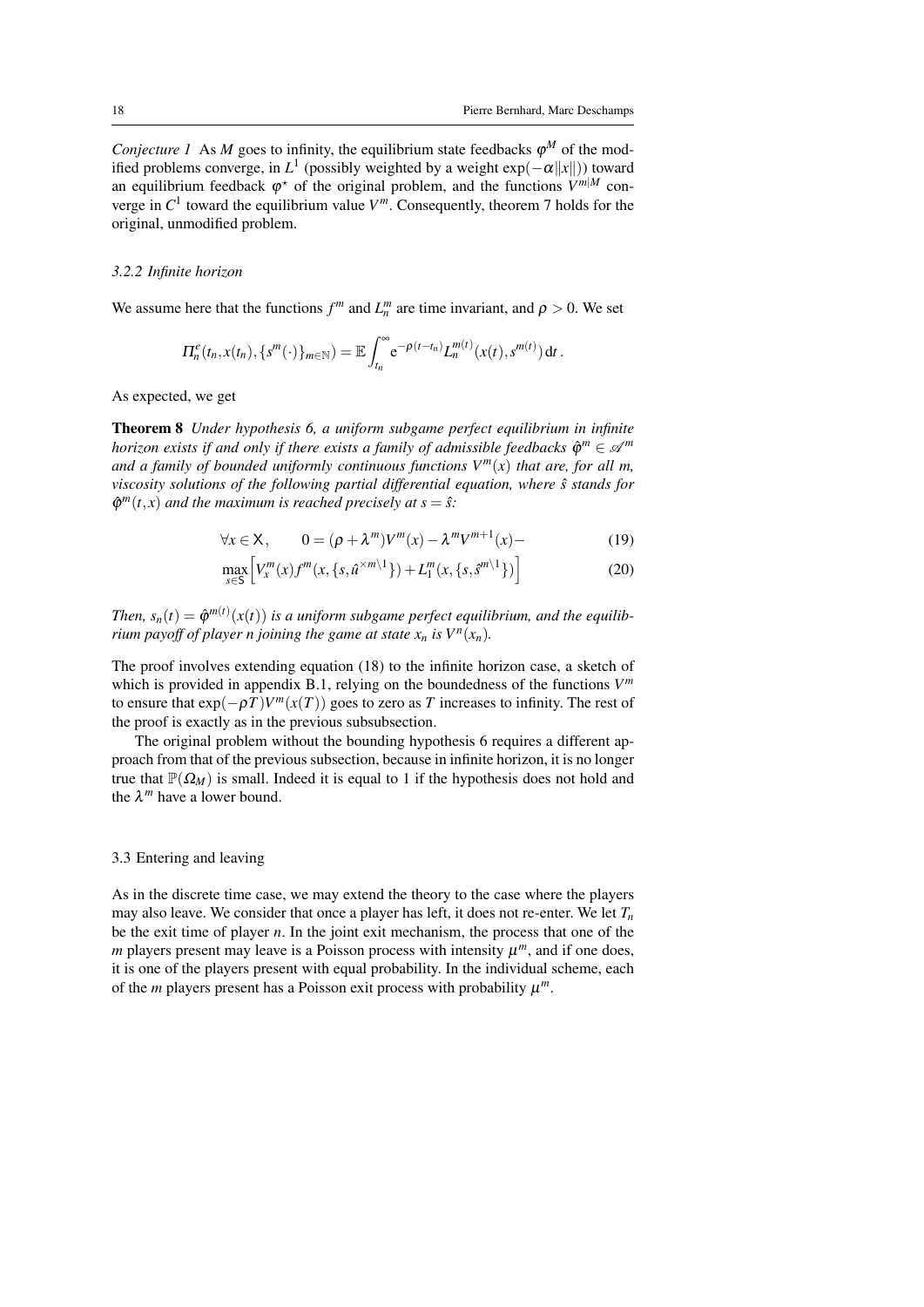*Conjecture 1* As $M$ goes to infinity, the equilibrium state feedbacks $\varphi^M$ of the modified problems converge, in $L^1$ (possibly weighted by a weight $\exp(-\alpha\|x\|)$) toward an equilibrium feedback $\varphi^\star$ of the original problem, and the functions $V^{m|M}$ converge in $C^1$ toward the equilibrium value $V^m$. Consequently, theorem 7 holds for the original, unmodified problem.

#### 3.2.2 Infinite horizon

We assume here that the functions $f^m$ and $L_n^m$ are time invariant, and $\rho > 0$. We set

$$\Pi_n^e(t_n, x(t_n), \{s^m(\cdot)\}_{m\in\mathbb{N}}) = \mathbb{E}\int_{t_n}^{\infty} \mathrm{e}^{-\rho(t-t_n)} L_n^{m(t)}(x(t), s^{m(t)})\,\mathrm{d}t\,.$$

As expected, we get

**Theorem 8** *Under hypothesis 6, a uniform subgame perfect equilibrium in infinite horizon exists if and only if there exists a family of admissible feedbacks $\hat{\varphi}^m \in \mathscr{A}^m$ and a family of bounded uniformly continuous functions $V^m(x)$ that are, for all $m$, viscosity solutions of the following partial differential equation, where $\hat{s}$ stands for $\hat{\varphi}^m(t,x)$ and the maximum is reached precisely at $s = \hat{s}$:*

$$\forall x \in \mathsf{X}, \qquad 0 = (\rho + \lambda^m)V^m(x) - \lambda^m V^{m+1}(x) - \tag{19}$$

$$\max_{s\in\mathsf{S}}\Big[V_x^m(x) f^m(x, \{s, \hat{u}^{\times m\setminus 1}\}) + L_1^m(x, \{s, \hat{s}^{m\setminus 1}\})\Big] \tag{20}$$

*Then, $s_n(t) = \hat{\varphi}^{m(t)}(x(t))$ is a uniform subgame perfect equilibrium, and the equilibrium payoff of player $n$ joining the game at state $x_n$ is $V^n(x_n)$.*

The proof involves extending equation (18) to the infinite horizon case, a sketch of which is provided in appendix B.1, relying on the boundedness of the functions $V^m$ to ensure that $\exp(-\rho T)V^m(x(T))$ goes to zero as $T$ increases to infinity. The rest of the proof is exactly as in the previous subsubsection.

The original problem without the bounding hypothesis 6 requires a different approach from that of the previous subsection, because in infinite horizon, it is no longer true that $\mathbb{P}(\Omega_M)$ is small. Indeed it is equal to 1 if the hypothesis does not hold and the $\lambda^m$ have a lower bound.

### 3.3 Entering and leaving

As in the discrete time case, we may extend the theory to the case where the players may also leave. We consider that once a player has left, it does not re-enter. We let $T_n$ be the exit time of player $n$. In the joint exit mechanism, the process that one of the $m$ players present may leave is a Poisson process with intensity $\mu^m$, and if one does, it is one of the players present with equal probability. In the individual scheme, each of the $m$ players present has a Poisson exit process with probability $\mu^m$.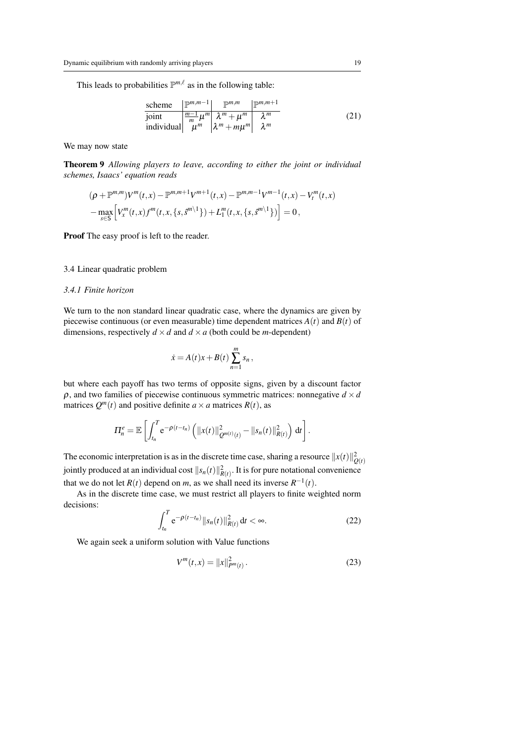This leads to probabilities $\mathbb{P}^{m,\ell}$ as in the following table:

$$
\begin{array}{l|c|c|c}
\text{scheme} & \mathbb{P}^{m,m-1} & \mathbb{P}^{m,m} & \mathbb{P}^{m,m+1} \\
\hline
\text{joint} & \frac{m-1}{m}\mu^m & \lambda^m+\mu^m & \lambda^m \\
\text{individual} & \mu^m & \lambda^m+m\mu^m & \lambda^m
\end{array}
\tag{21}
$$

We may now state

**Theorem 9** *Allowing players to leave, according to either the joint or individual schemes, Isaacs' equation reads*

$$
(\rho+\mathbb{P}^{m,m})V^m(t,x) - \mathbb{P}^{m,m+1}V^{m+1}(t,x) - \mathbb{P}^{m,m-1}V^{m-1}(t,x) - V_t^m(t,x)
$$
$$
-\max_{s\in\mathsf{S}}\Big[V_x^m(t,x)f^m(t,x,\{s,\hat{s}^{m\setminus 1}\}) + L_1^m(t,x,\{s,\hat{s}^{m\setminus 1}\})\Big] = 0\,,
$$

**Proof** The easy proof is left to the reader.

### 3.4 Linear quadratic problem

#### *3.4.1 Finite horizon*

We turn to the non standard linear quadratic case, where the dynamics are given by piecewise continuous (or even measurable) time dependent matrices $A(t)$ and $B(t)$ of dimensions, respectively $d\times d$ and $d\times a$ (both could be $m$-dependent)

$$
\dot{x} = A(t)x + B(t)\sum_{n=1}^{m} s_n\,,
$$

but where each payoff has two terms of opposite signs, given by a discount factor $\rho$, and two families of piecewise continuous symmetric matrices: nonnegative $d\times d$ matrices $Q^m(t)$ and positive definite $a\times a$ matrices $R(t)$, as

$$
\Pi_n^e = \mathbb{E}\left[\int_{t_n}^{T} \mathrm{e}^{-\rho(t-t_n)}\left(\|x(t)\|^2_{Q^{m(t)}(t)} - \|s_n(t)\|^2_{R(t)}\right)\,\mathrm{d}t\right].
$$

The economic interpretation is as in the discrete time case, sharing a resource $\|x(t)\|^2_{Q(t)}$ jointly produced at an individual cost $\|s_n(t)\|^2_{R(t)}$. It is for pure notational convenience that we do not let $R(t)$ depend on $m$, as we shall need its inverse $R^{-1}(t)$.

As in the discrete time case, we must restrict all players to finite weighted norm decisions:

$$
\int_{t_n}^{T} \mathrm{e}^{-\rho(t-t_n)}\|s_n(t)\|^2_{R(t)}\,\mathrm{d}t < \infty. \tag{22}
$$

We again seek a uniform solution with Value functions

$$
V^m(t,x) = \|x\|^2_{P^m(t)}\,. \tag{23}
$$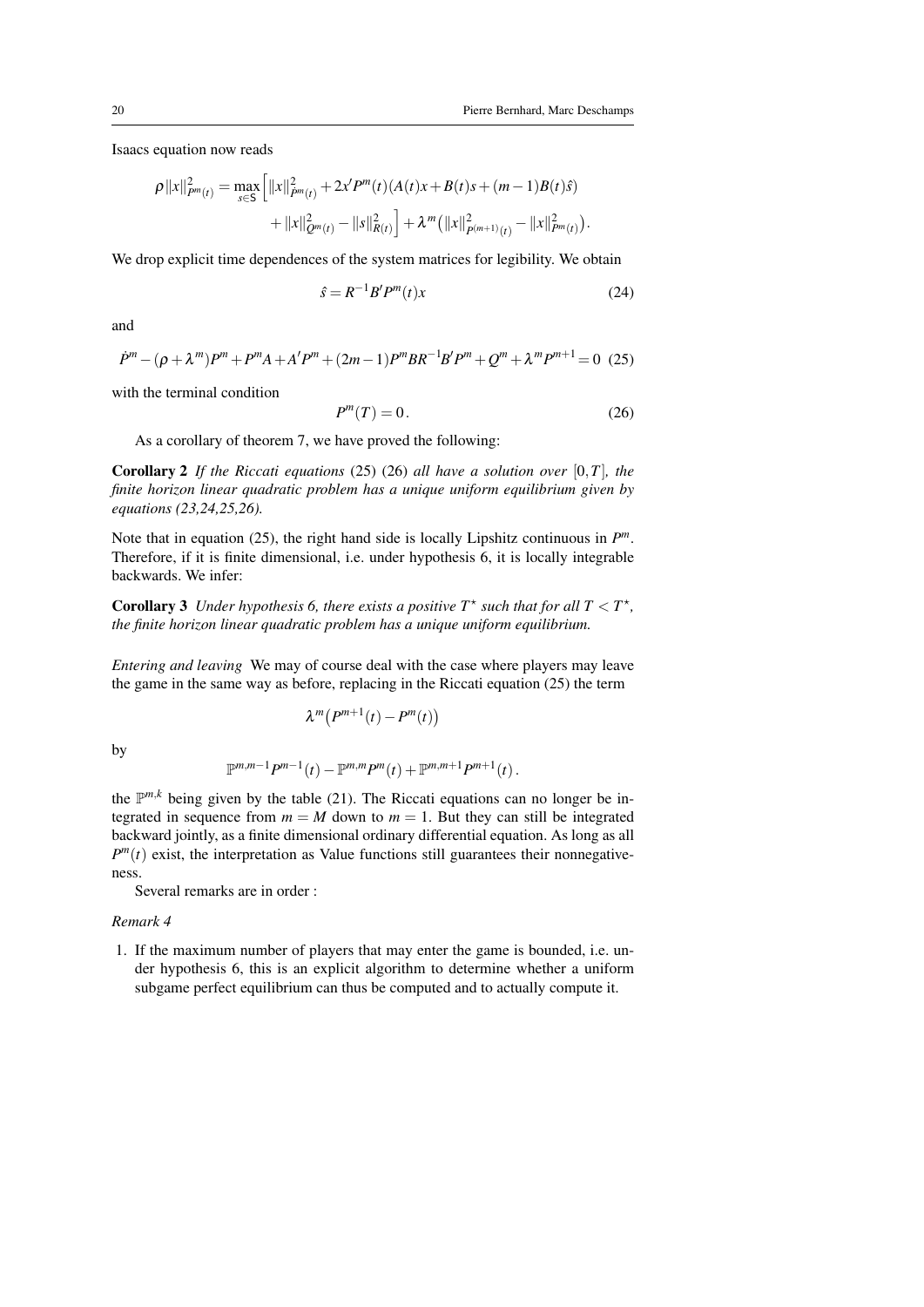Isaacs equation now reads

$$\rho\|x\|^2_{P^m(t)} = \max_{s\in \mathsf{S}}\Big[\|x\|^2_{\dot P^m(t)} + 2x'P^m(t)(A(t)x + B(t)s + (m-1)B(t)\hat s) \\ + \|x\|^2_{Q^m(t)} - \|s\|^2_{R(t)}\Big] + \lambda^m\big(\|x\|^2_{P^{(m+1)}(t)} - \|x\|^2_{P^m(t)}\big).$$

We drop explicit time dependences of the system matrices for legibility. We obtain

$$\hat s = R^{-1}B'P^m(t)x \tag{24}$$

and

$$\dot P^m - (\rho + \lambda^m)P^m + P^m A + A'P^m + (2m-1)P^m BR^{-1}B'P^m + Q^m + \lambda^m P^{m+1} = 0 \tag{25}$$

with the terminal condition

$$P^m(T) = 0\,. \tag{26}$$

As a corollary of theorem 7, we have proved the following:

**Corollary 2** *If the Riccati equations* (25) (26) *all have a solution over* $[0,T]$*, the finite horizon linear quadratic problem has a unique uniform equilibrium given by equations (23,24,25,26).*

Note that in equation (25), the right hand side is locally Lipshitz continuous in $P^m$. Therefore, if it is finite dimensional, i.e. under hypothesis 6, it is locally integrable backwards. We infer:

**Corollary 3** *Under hypothesis 6, there exists a positive* $T^\star$ *such that for all* $T < T^\star$*, the finite horizon linear quadratic problem has a unique uniform equilibrium.*

*Entering and leaving* We may of course deal with the case where players may leave the game in the same way as before, replacing in the Riccati equation (25) the term

$$\lambda^m\big(P^{m+1}(t) - P^m(t)\big)$$

by

$$\mathbb{P}^{m,m-1}P^{m-1}(t) - \mathbb{P}^{m,m}P^m(t) + \mathbb{P}^{m,m+1}P^{m+1}(t)\,.$$

the $\mathbb{P}^{m,k}$ being given by the table (21). The Riccati equations can no longer be integrated in sequence from $m = M$ down to $m = 1$. But they can still be integrated backward jointly, as a finite dimensional ordinary differential equation. As long as all $P^m(t)$ exist, the interpretation as Value functions still guarantees their nonnegativeness.

Several remarks are in order :

*Remark 4*

1. If the maximum number of players that may enter the game is bounded, i.e. under hypothesis 6, this is an explicit algorithm to determine whether a uniform subgame perfect equilibrium can thus be computed and to actually compute it.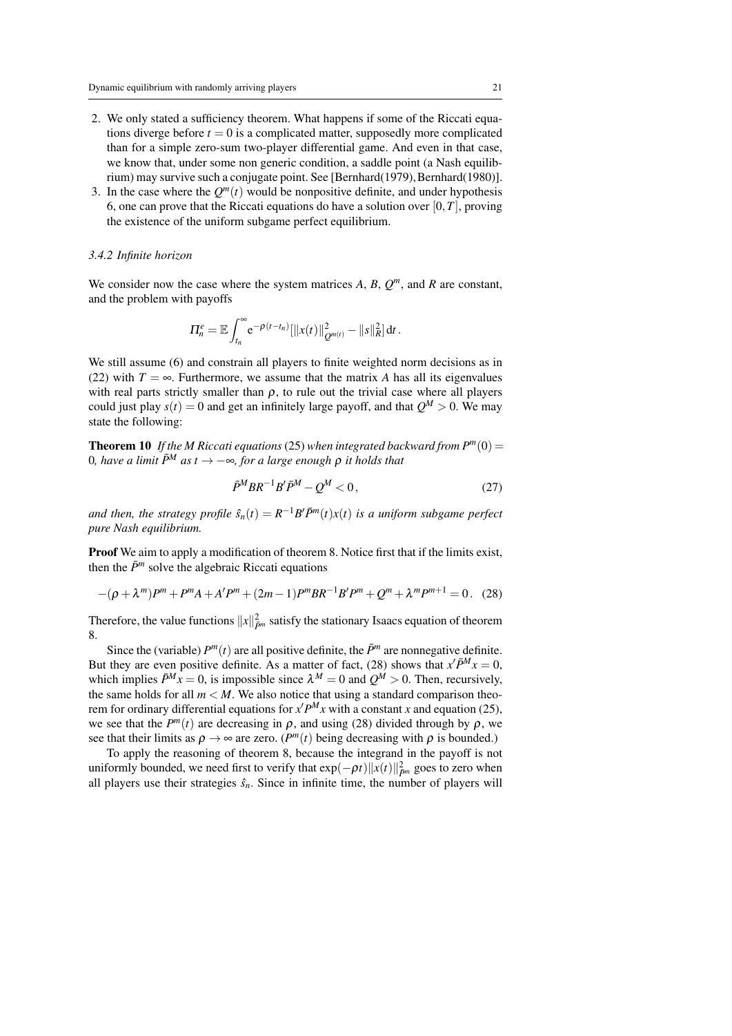2. We only stated a sufficiency theorem. What happens if some of the Riccati equations diverge before $t = 0$ is a complicated matter, supposedly more complicated than for a simple zero-sum two-player differential game. And even in that case, we know that, under some non generic condition, a saddle point (a Nash equilibrium) may survive such a conjugate point. See [Bernhard(1979), Bernhard(1980)].
3. In the case where the $Q^m(t)$ would be nonpositive definite, and under hypothesis 6, one can prove that the Riccati equations do have a solution over $[0,T]$, proving the existence of the uniform subgame perfect equilibrium.

### 3.4.2 Infinite horizon

We consider now the case where the system matrices $A$, $B$, $Q^m$, and $R$ are constant, and the problem with payoffs

$$\Pi_n^e = \mathbb{E}\int_{t_n}^{\infty} \mathrm{e}^{-\rho(t-t_n)}[\|x(t)\|^2_{Q^{m(t)}} - \|s\|^2_R]\,\mathrm{d}t\,.$$

We still assume (6) and constrain all players to finite weighted norm decisions as in (22) with $T = \infty$. Furthermore, we assume that the matrix $A$ has all its eigenvalues with real parts strictly smaller than $\rho$, to rule out the trivial case where all players could just play $s(t) = 0$ and get an infinitely large payoff, and that $Q^M > 0$. We may state the following:

**Theorem 10** *If the M Riccati equations* (25) *when integrated backward from $P^m(0) = 0$, have a limit $\bar{P}^M$ as $t \to -\infty$, for a large enough $\rho$ it holds that*

$$\bar{P}^M BR^{-1}B'\bar{P}^M - Q^M < 0\,, \tag{27}$$

*and then, the strategy profile $\hat{s}_n(t) = R^{-1}B'\bar{P}^m(t)x(t)$ is a uniform subgame perfect pure Nash equilibrium.*

**Proof** We aim to apply a modification of theorem 8. Notice first that if the limits exist, then the $\bar{P}^m$ solve the algebraic Riccati equations

$$-(\rho+\lambda^m)P^m + P^mA + A'P^m + (2m-1)P^mBR^{-1}B'P^m + Q^m + \lambda^m P^{m+1} = 0\,. \tag{28}$$

Therefore, the value functions $\|x\|^2_{\bar{P}^m}$ satisfy the stationary Isaacs equation of theorem 8.

Since the (variable) $P^m(t)$ are all positive definite, the $\bar{P}^m$ are nonnegative definite. But they are even positive definite. As a matter of fact, (28) shows that $x'\bar{P}^M x = 0$, which implies $\bar{P}^M x = 0$, is impossible since $\lambda^M = 0$ and $Q^M > 0$. Then, recursively, the same holds for all $m < M$. We also notice that using a standard comparison theorem for ordinary differential equations for $x'P^M x$ with a constant $x$ and equation (25), we see that the $P^m(t)$ are decreasing in $\rho$, and using (28) divided through by $\rho$, we see that their limits as $\rho \to \infty$ are zero. ($P^m(t)$ being decreasing with $\rho$ is bounded.)

To apply the reasoning of theorem 8, because the integrand in the payoff is not uniformly bounded, we need first to verify that $\exp(-\rho t)\|x(t)\|^2_{\bar{P}^m}$ goes to zero when all players use their strategies $\hat{s}_n$. Since in infinite time, the number of players will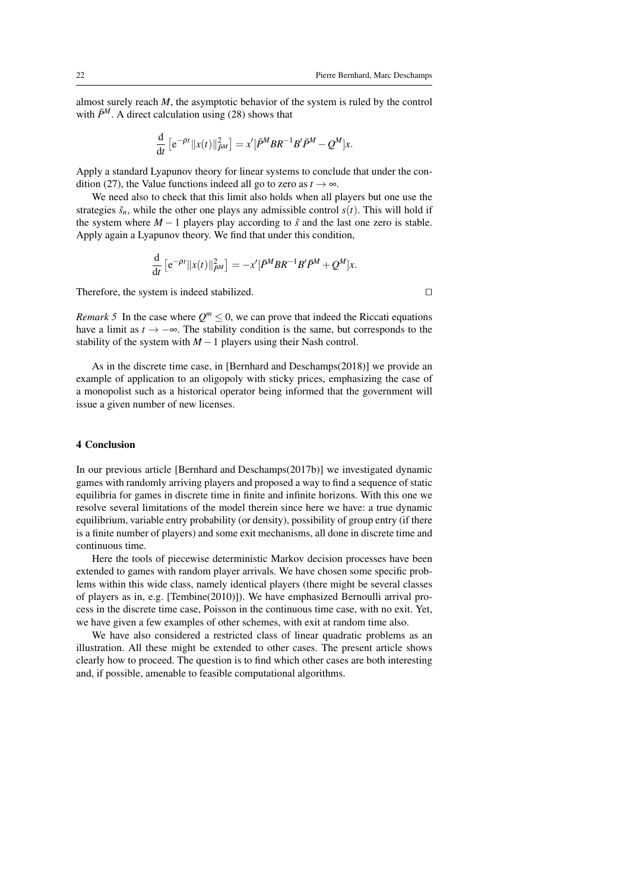almost surely reach $M$, the asymptotic behavior of the system is ruled by the control with $\bar{P}^M$. A direct calculation using (28) shows that

$$\frac{\mathrm{d}}{\mathrm{d}t}\left[\mathrm{e}^{-\rho t}\|x(t)\|^2_{\bar{P}^M}\right] = x'[\bar{P}^M BR^{-1}B'\bar{P}^M - Q^M]x.$$

Apply a standard Lyapunov theory for linear systems to conclude that under the condition (27), the Value functions indeed all go to zero as $t \to \infty$.

We need also to check that this limit also holds when all players but one use the strategies $\hat{s}_n$, while the other one plays any admissible control $s(t)$. This will hold if the system where $M-1$ players play according to $\hat{s}$ and the last one zero is stable. Apply again a Lyapunov theory. We find that under this condition,

$$\frac{\mathrm{d}}{\mathrm{d}t}\left[\mathrm{e}^{-\rho t}\|x(t)\|^2_{\bar{P}^M}\right] = -x'[\bar{P}^M BR^{-1}B'\bar{P}^M + Q^M]x.$$

Therefore, the system is indeed stabilized. □

*Remark 5* In the case where $Q^m \leq 0$, we can prove that indeed the Riccati equations have a limit as $t \to -\infty$. The stability condition is the same, but corresponds to the stability of the system with $M-1$ players using their Nash control.

As in the discrete time case, in [Bernhard and Deschamps(2018)] we provide an example of application to an oligopoly with sticky prices, emphasizing the case of a monopolist such as a historical operator being informed that the government will issue a given number of new licenses.

## 4 Conclusion

In our previous article [Bernhard and Deschamps(2017b)] we investigated dynamic games with randomly arriving players and proposed a way to find a sequence of static equilibria for games in discrete time in finite and infinite horizons. With this one we resolve several limitations of the model therein since here we have: a true dynamic equilibrium, variable entry probability (or density), possibility of group entry (if there is a finite number of players) and some exit mechanisms, all done in discrete time and continuous time.

Here the tools of piecewise deterministic Markov decision processes have been extended to games with random player arrivals. We have chosen some specific problems within this wide class, namely identical players (there might be several classes of players as in, e.g. [Tembine(2010)]). We have emphasized Bernoulli arrival process in the discrete time case, Poisson in the continuous time case, with no exit. Yet, we have given a few examples of other schemes, with exit at random time also.

We have also considered a restricted class of linear quadratic problems as an illustration. All these might be extended to other cases. The present article shows clearly how to proceed. The question is to find which other cases are both interesting and, if possible, amenable to feasible computational algorithms.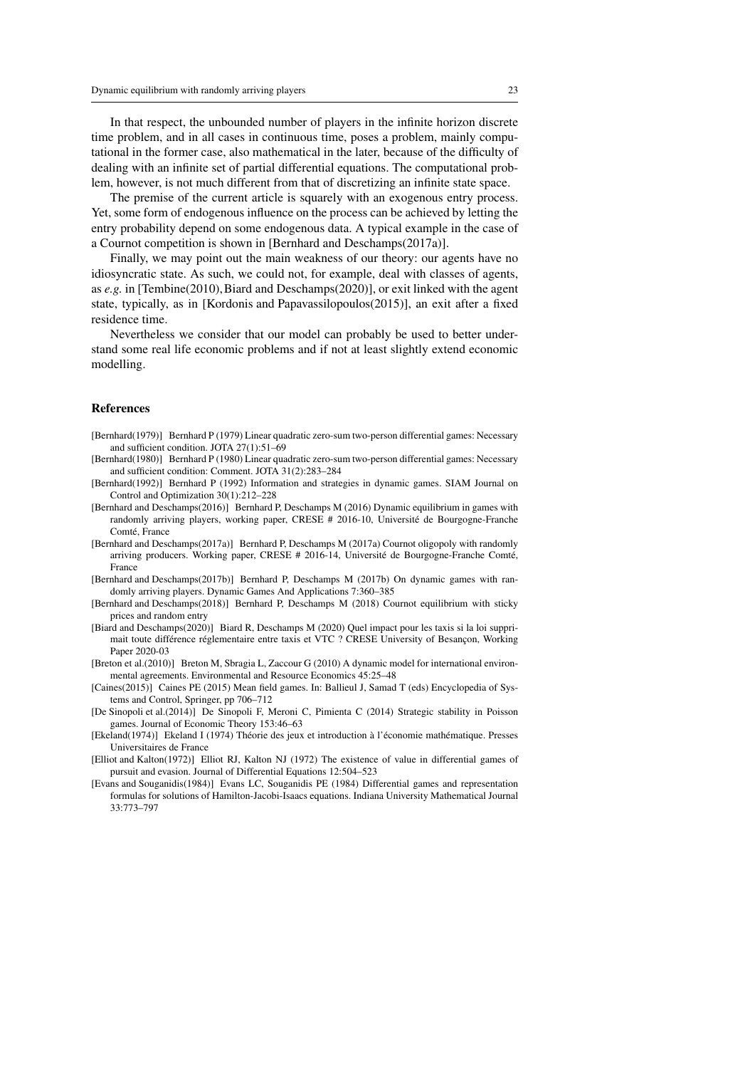In that respect, the unbounded number of players in the infinite horizon discrete time problem, and in all cases in continuous time, poses a problem, mainly computational in the former case, also mathematical in the later, because of the difficulty of dealing with an infinite set of partial differential equations. The computational problem, however, is not much different from that of discretizing an infinite state space.

The premise of the current article is squarely with an exogenous entry process. Yet, some form of endogenous influence on the process can be achieved by letting the entry probability depend on some endogenous data. A typical example in the case of a Cournot competition is shown in [Bernhard and Deschamps(2017a)].

Finally, we may point out the main weakness of our theory: our agents have no idiosyncratic state. As such, we could not, for example, deal with classes of agents, as *e.g.* in [Tembine(2010), Biard and Deschamps(2020)], or exit linked with the agent state, typically, as in [Kordonis and Papavassilopoulos(2015)], an exit after a fixed residence time.

Nevertheless we consider that our model can probably be used to better understand some real life economic problems and if not at least slightly extend economic modelling.

## References

[Bernhard(1979)] Bernhard P (1979) Linear quadratic zero-sum two-person differential games: Necessary and sufficient condition. JOTA 27(1):51–69

[Bernhard(1980)] Bernhard P (1980) Linear quadratic zero-sum two-person differential games: Necessary and sufficient condition: Comment. JOTA 31(2):283–284

[Bernhard(1992)] Bernhard P (1992) Information and strategies in dynamic games. SIAM Journal on Control and Optimization 30(1):212–228

[Bernhard and Deschamps(2016)] Bernhard P, Deschamps M (2016) Dynamic equilibrium in games with randomly arriving players, working paper, CRESE # 2016-10, Université de Bourgogne-Franche Comté, France

[Bernhard and Deschamps(2017a)] Bernhard P, Deschamps M (2017a) Cournot oligopoly with randomly arriving producers. Working paper, CRESE # 2016-14, Université de Bourgogne-Franche Comté, France

[Bernhard and Deschamps(2017b)] Bernhard P, Deschamps M (2017b) On dynamic games with randomly arriving players. Dynamic Games And Applications 7:360–385

[Bernhard and Deschamps(2018)] Bernhard P, Deschamps M (2018) Cournot equilibrium with sticky prices and random entry

[Biard and Deschamps(2020)] Biard R, Deschamps M (2020) Quel impact pour les taxis si la loi supprimait toute différence réglementaire entre taxis et VTC ? CRESE University of Besançon, Working Paper 2020-03

[Breton et al.(2010)] Breton M, Sbragia L, Zaccour G (2010) A dynamic model for international environmental agreements. Environmental and Resource Economics 45:25–48

[Caines(2015)] Caines PE (2015) Mean field games. In: Ballieul J, Samad T (eds) Encyclopedia of Systems and Control, Springer, pp 706–712

[De Sinopoli et al.(2014)] De Sinopoli F, Meroni C, Pimienta C (2014) Strategic stability in Poisson games. Journal of Economic Theory 153:46–63

[Ekeland(1974)] Ekeland I (1974) Théorie des jeux et introduction à l'économie mathématique. Presses Universitaires de France

[Elliot and Kalton(1972)] Elliot RJ, Kalton NJ (1972) The existence of value in differential games of pursuit and evasion. Journal of Differential Equations 12:504–523

[Evans and Souganidis(1984)] Evans LC, Souganidis PE (1984) Differential games and representation formulas for solutions of Hamilton-Jacobi-Isaacs equations. Indiana University Mathematical Journal 33:773–797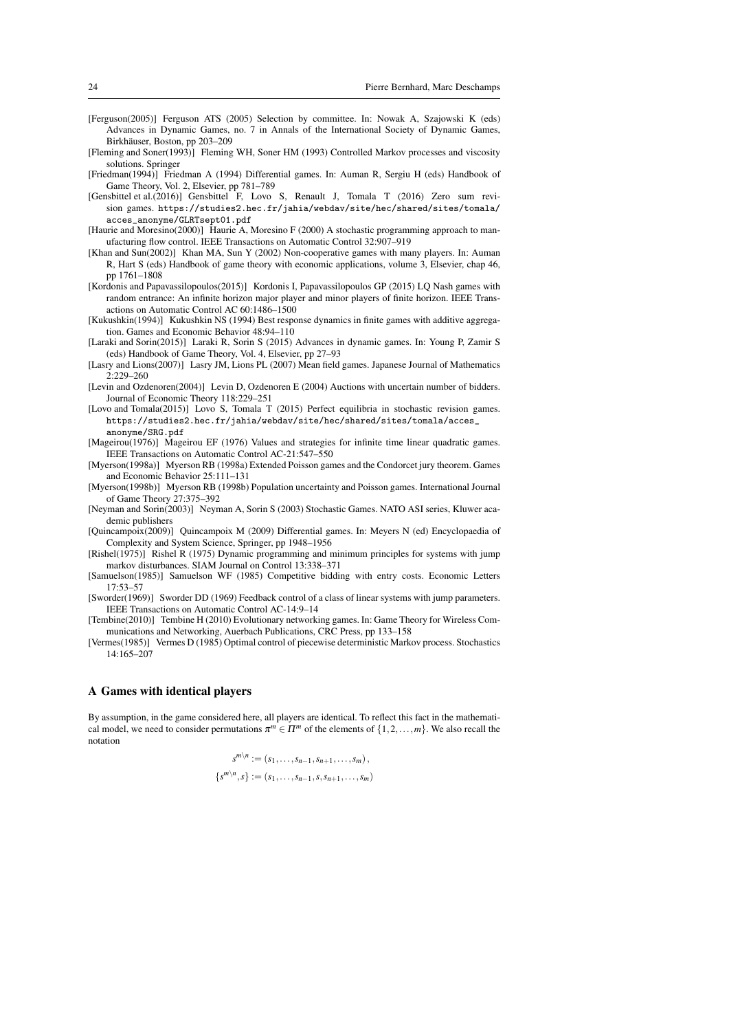[Ferguson(2005)] Ferguson ATS (2005) Selection by committee. In: Nowak A, Szajowski K (eds) Advances in Dynamic Games, no. 7 in Annals of the International Society of Dynamic Games, Birkhäuser, Boston, pp 203–209

[Fleming and Soner(1993)] Fleming WH, Soner HM (1993) Controlled Markov processes and viscosity solutions. Springer

[Friedman(1994)] Friedman A (1994) Differential games. In: Auman R, Sergiu H (eds) Handbook of Game Theory, Vol. 2, Elsevier, pp 781–789

[Gensbittel et al.(2016)] Gensbittel F, Lovo S, Renault J, Tomala T (2016) Zero sum revision games. https://studies2.hec.fr/jahia/webdav/site/hec/shared/sites/tomala/acces_anonyme/GLRTsept01.pdf

[Haurie and Moresino(2000)] Haurie A, Moresino F (2000) A stochastic programming approach to manufacturing flow control. IEEE Transactions on Automatic Control 32:907–919

[Khan and Sun(2002)] Khan MA, Sun Y (2002) Non-cooperative games with many players. In: Auman R, Hart S (eds) Handbook of game theory with economic applications, volume 3, Elsevier, chap 46, pp 1761–1808

[Kordonis and Papavassilopoulos(2015)] Kordonis I, Papavassilopoulos GP (2015) LQ Nash games with random entrance: An infinite horizon major player and minor players of finite horizon. IEEE Transactions on Automatic Control AC 60:1486–1500

[Kukushkin(1994)] Kukushkin NS (1994) Best response dynamics in finite games with additive aggregation. Games and Economic Behavior 48:94–110

[Laraki and Sorin(2015)] Laraki R, Sorin S (2015) Advances in dynamic games. In: Young P, Zamir S (eds) Handbook of Game Theory, Vol. 4, Elsevier, pp 27–93

[Lasry and Lions(2007)] Lasry JM, Lions PL (2007) Mean field games. Japanese Journal of Mathematics 2:229–260

[Levin and Ozdenoren(2004)] Levin D, Ozdenoren E (2004) Auctions with uncertain number of bidders. Journal of Economic Theory 118:229–251

[Lovo and Tomala(2015)] Lovo S, Tomala T (2015) Perfect equilibria in stochastic revision games. https://studies2.hec.fr/jahia/webdav/site/hec/shared/sites/tomala/acces_anonyme/SRG.pdf

[Mageirou(1976)] Mageirou EF (1976) Values and strategies for infinite time linear quadratic games. IEEE Transactions on Automatic Control AC-21:547–550

[Myerson(1998a)] Myerson RB (1998a) Extended Poisson games and the Condorcet jury theorem. Games and Economic Behavior 25:111–131

[Myerson(1998b)] Myerson RB (1998b) Population uncertainty and Poisson games. International Journal of Game Theory 27:375–392

[Neyman and Sorin(2003)] Neyman A, Sorin S (2003) Stochastic Games. NATO ASI series, Kluwer academic publishers

[Quincampoix(2009)] Quincampoix M (2009) Differential games. In: Meyers N (ed) Encyclopaedia of Complexity and System Science, Springer, pp 1948–1956

[Rishel(1975)] Rishel R (1975) Dynamic programming and minimum principles for systems with jump markov disturbances. SIAM Journal on Control 13:338–371

[Samuelson(1985)] Samuelson WF (1985) Competitive bidding with entry costs. Economic Letters 17:53–57

[Sworder(1969)] Sworder DD (1969) Feedback control of a class of linear systems with jump parameters. IEEE Transactions on Automatic Control AC-14:9–14

[Tembine(2010)] Tembine H (2010) Evolutionary networking games. In: Game Theory for Wireless Communications and Networking, Auerbach Publications, CRC Press, pp 133–158

[Vermes(1985)] Vermes D (1985) Optimal control of piecewise deterministic Markov process. Stochastics 14:165–207

## A Games with identical players

By assumption, in the game considered here, all players are identical. To reflect this fact in the mathematical model, we need to consider permutations $\pi^m \in \Pi^m$ of the elements of $\{1,2,\ldots,m\}$. We also recall the notation

$$s^{m\setminus n} := (s_1,\ldots,s_{n-1},s_{n+1},\ldots,s_m),$$

$$\{s^{m\setminus n},s\} := (s_1,\ldots,s_{n-1},s,s_{n+1},\ldots,s_m)$$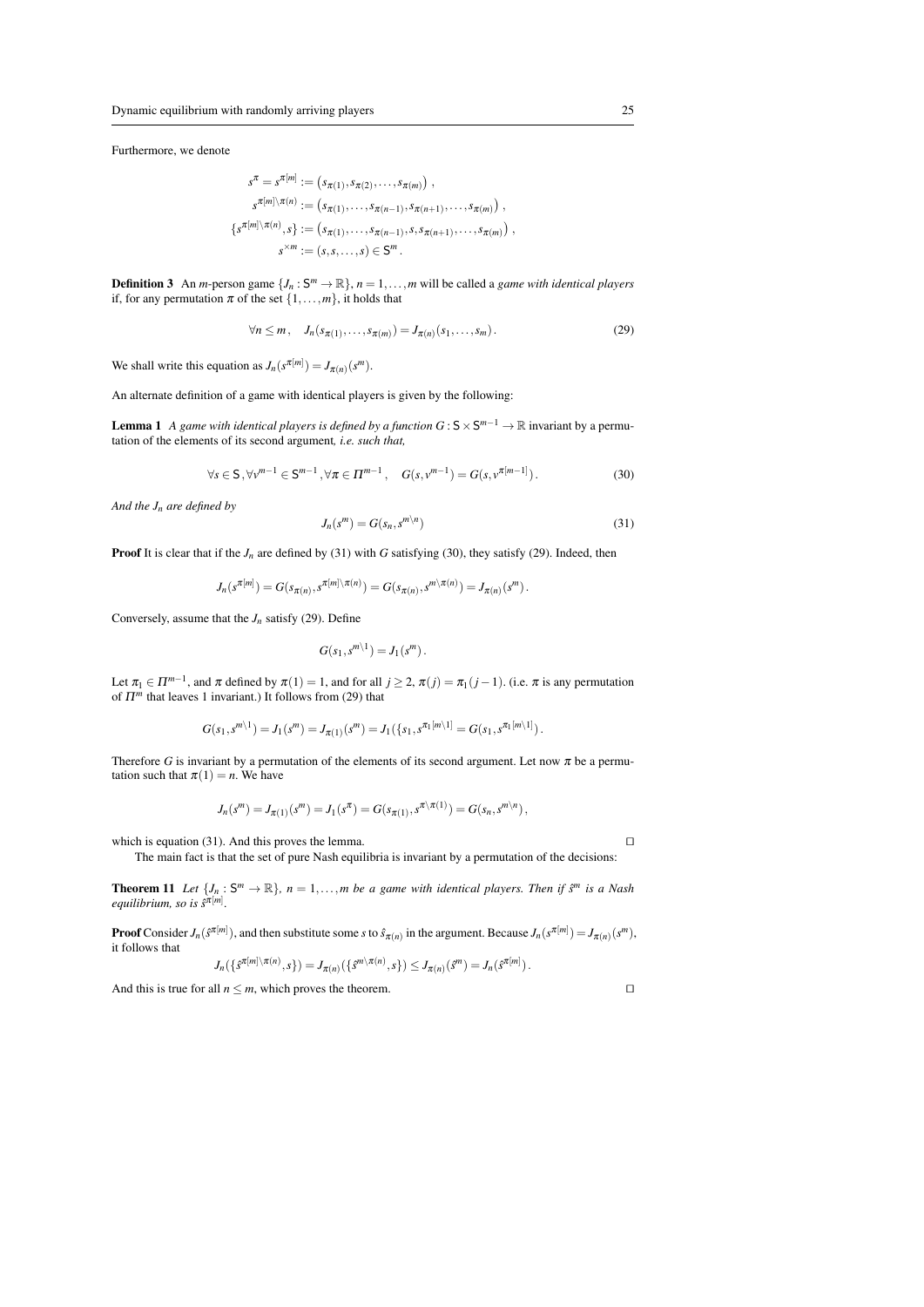Furthermore, we denote

$$
\begin{aligned}
s^{\pi} = s^{\pi[m]} &:= \left(s_{\pi(1)}, s_{\pi(2)}, \ldots, s_{\pi(m)}\right), \\
s^{\pi[m]\setminus\pi(n)} &:= \left(s_{\pi(1)}, \ldots, s_{\pi(n-1)}, s_{\pi(n+1)}, \ldots, s_{\pi(m)}\right), \\
\{s^{\pi[m]\setminus\pi(n)}, s\} &:= \left(s_{\pi(1)}, \ldots, s_{\pi(n-1)}, s, s_{\pi(n+1)}, \ldots, s_{\pi(m)}\right), \\
s^{\times m} &:= (s, s, \ldots, s) \in \mathsf{S}^m.
\end{aligned}
$$

**Definition 3** An $m$-person game $\{J_n : \mathsf{S}^m \to \mathbb{R}\}$, $n = 1, \ldots, m$ will be called a *game with identical players* if, for any permutation $\pi$ of the set $\{1, \ldots, m\}$, it holds that

$$
\forall n \le m, \quad J_n(s_{\pi(1)}, \ldots, s_{\pi(m)}) = J_{\pi(n)}(s_1, \ldots, s_m). \tag{29}
$$

We shall write this equation as $J_n(s^{\pi[m]}) = J_{\pi(n)}(s^m)$.

An alternate definition of a game with identical players is given by the following:

**Lemma 1** *A game with identical players is defined by a function $G : \mathsf{S} \times \mathsf{S}^{m-1} \to \mathbb{R}$ invariant by a permutation of the elements of its second argument, i.e. such that,*

$$
\forall s \in \mathsf{S}, \forall v^{m-1} \in \mathsf{S}^{m-1}, \forall \pi \in \Pi^{m-1}, \quad G(s, v^{m-1}) = G(s, v^{\pi[m-1]}). \tag{30}
$$

*And the $J_n$ are defined by*

$$
J_n(s^m) = G(s_n, s^{m\setminus n}) \tag{31}
$$

**Proof** It is clear that if the $J_n$ are defined by (31) with $G$ satisfying (30), they satisfy (29). Indeed, then

$$
J_n(s^{\pi[m]}) = G(s_{\pi(n)}, s^{\pi[m]\setminus\pi(n)}) = G(s_{\pi(n)}, s^{m\setminus\pi(n)}) = J_{\pi(n)}(s^m).
$$

Conversely, assume that the $J_n$ satisfy (29). Define

$$
G(s_1, s^{m\setminus 1}) = J_1(s^m).
$$

Let $\pi_1 \in \Pi^{m-1}$, and $\pi$ defined by $\pi(1) = 1$, and for all $j \ge 2$, $\pi(j) = \pi_1(j-1)$. (i.e. $\pi$ is any permutation of $\Pi^m$ that leaves 1 invariant.) It follows from (29) that

$$
G(s_1, s^{m\setminus 1}) = J_1(s^m) = J_{\pi(1)}(s^m) = J_1(\{s_1, s^{\pi_1[m\setminus 1]} = G(s_1, s^{\pi_1[m\setminus 1]}).
$$

Therefore $G$ is invariant by a permutation of the elements of its second argument. Let now $\pi$ be a permutation such that $\pi(1) = n$. We have

$$
J_n(s^m) = J_{\pi(1)}(s^m) = J_1(s^{\pi}) = G(s_{\pi(1)}, s^{\pi\setminus\pi(1)}) = G(s_n, s^{m\setminus n}),
$$

which is equation (31). And this proves the lemma. $\square$

The main fact is that the set of pure Nash equilibria is invariant by a permutation of the decisions:

**Theorem 11** *Let $\{J_n : \mathsf{S}^m \to \mathbb{R}\}$, $n = 1, \ldots, m$ be a game with identical players. Then if $\hat{s}^m$ is a Nash equilibrium, so is $\hat{s}^{\pi[m]}$.*

**Proof** Consider $J_n(\hat{s}^{\pi[m]})$, and then substitute some $s$ to $\hat{s}_{\pi(n)}$ in the argument. Because $J_n(s^{\pi[m]}) = J_{\pi(n)}(s^m)$, it follows that

$$
J_n(\{\hat{s}^{\pi[m]\setminus\pi(n)}, s\}) = J_{\pi(n)}(\{\hat{s}^{m\setminus\pi(n)}, s\}) \le J_{\pi(n)}(\hat{s}^m) = J_n(\hat{s}^{\pi[m]}).
$$

And this is true for all $n \le m$, which proves the theorem. $\square$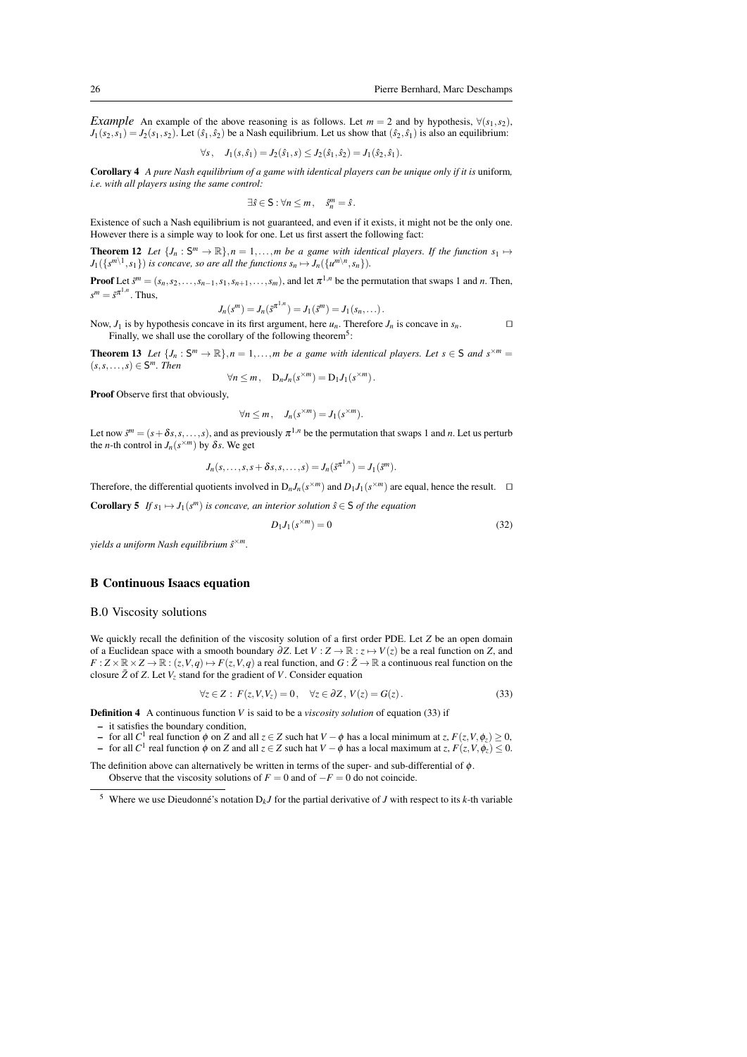*Example* An example of the above reasoning is as follows. Let $m = 2$ and by hypothesis, $\forall (s_1, s_2)$, $J_1(s_2, s_1) = J_2(s_1, s_2)$. Let $(\hat{s}_1, \hat{s}_2)$ be a Nash equilibrium. Let us show that $(\hat{s}_2, \hat{s}_1)$ is also an equilibrium:

$$\forall s, \quad J_1(s, \hat{s}_1) = J_2(\hat{s}_1, s) \leq J_2(\hat{s}_1, \hat{s}_2) = J_1(\hat{s}_2, \hat{s}_1).$$

**Corollary 4** *A pure Nash equilibrium of a game with identical players can be unique only if it is* uniform*, i.e. with all players using the same control:*

$$\exists \hat{s} \in \mathsf{S} : \forall n \leq m, \quad \hat{s}^m_n = \hat{s}.$$

Existence of such a Nash equilibrium is not guaranteed, and even if it exists, it might not be the only one. However there is a simple way to look for one. Let us first assert the following fact:

**Theorem 12** *Let $\{J_n : \mathsf{S}^m \to \mathbb{R}\}, n = 1, \ldots, m$ be a game with identical players. If the function $s_1 \mapsto J_1(\{s^{m\setminus 1}, s_1\})$ is concave, so are all the functions $s_n \mapsto J_n(\{u^{m\setminus n}, s_n\})$.*

**Proof** Let $\tilde{s}^m = (s_n, s_2, \ldots, s_{n-1}, s_1, s_{n+1}, \ldots, s_m)$, and let $\pi^{1,n}$ be the permutation that swaps 1 and $n$. Then, $s^m = \tilde{s}^{\pi^{1,n}}$. Thus,

$$J_n(s^m) = J_n(\tilde{s}^{\pi^{1,n}}) = J_1(\tilde{s}^m) = J_1(s_n, \ldots).$$

Now, $J_1$ is by hypothesis concave in its first argument, here $u_n$. Therefore $J_n$ is concave in $s_n$. □

Finally, we shall use the corollary of the following theorem[5]:

**Theorem 13** *Let $\{J_n : \mathsf{S}^m \to \mathbb{R}\}, n = 1, \ldots, m$ be a game with identical players. Let $s \in \mathsf{S}$ and $s^{\times m} = (s, s, \ldots, s) \in \mathsf{S}^m$. Then*

$$\forall n \leq m, \quad \mathrm{D}_n J_n(s^{\times m}) = \mathrm{D}_1 J_1(s^{\times m}).$$

**Proof** Observe first that obviously,

$$\forall n \leq m, \quad J_n(s^{\times m}) = J_1(s^{\times m}).$$

Let now $\tilde{s}^m = (s + \delta s, s, \ldots, s)$, and as previously $\pi^{1,n}$ be the permutation that swaps 1 and $n$. Let us perturb the $n$-th control in $J_n(s^{\times m})$ by $\delta s$. We get

$$J_n(s, \ldots, s, s + \delta s, s, \ldots, s) = J_n(\tilde{s}^{\pi^{1,n}}) = J_1(\tilde{s}^m).$$

Therefore, the differential quotients involved in $\mathrm{D}_n J_n(s^{\times m})$ and $D_1 J_1(s^{\times m})$ are equal, hence the result. □

**Corollary 5** *If $s_1 \mapsto J_1(s^m)$ is concave, an interior solution $\hat{s} \in \mathsf{S}$ of the equation*

$$D_1 J_1(s^{\times m}) = 0 \tag{32}$$

*yields a uniform Nash equilibrium $\hat{s}^{\times m}$.*

## B Continuous Isaacs equation

### B.0 Viscosity solutions

We quickly recall the definition of the viscosity solution of a first order PDE. Let $Z$ be an open domain of a Euclidean space with a smooth boundary $\partial Z$. Let $V : Z \to \mathbb{R} : z \mapsto V(z)$ be a real function on $Z$, and $F : Z \times \mathbb{R} \times Z \to \mathbb{R} : (z, V, q) \mapsto F(z, V, q)$ a real function, and $G : \bar{Z} \to \mathbb{R}$ a continuous real function on the closure $\bar{Z}$ of $Z$. Let $V_z$ stand for the gradient of $V$. Consider equation

$$\forall z \in Z : F(z, V, V_z) = 0, \quad \forall z \in \partial Z, V(z) = G(z). \tag{33}$$

**Definition 4** A continuous function $V$ is said to be a *viscosity solution* of equation (33) if

- it satisfies the boundary condition,
- for all $C^1$ real function $\phi$ on $Z$ and all $z \in Z$ such hat $V - \phi$ has a local minimum at $z$, $F(z, V, \phi_z) \geq 0$,
- for all $C^1$ real function $\phi$ on $Z$ and all $z \in Z$ such hat $V - \phi$ has a local maximum at $z$, $F(z, V, \phi_z) \leq 0$.

The definition above can alternatively be written in terms of the super- and sub-differential of $\phi$.

Observe that the viscosity solutions of $F = 0$ and of $-F = 0$ do not coincide.

---

[5] Where we use Dieudonné's notation $\mathrm{D}_k J$ for the partial derivative of $J$ with respect to its $k$-th variable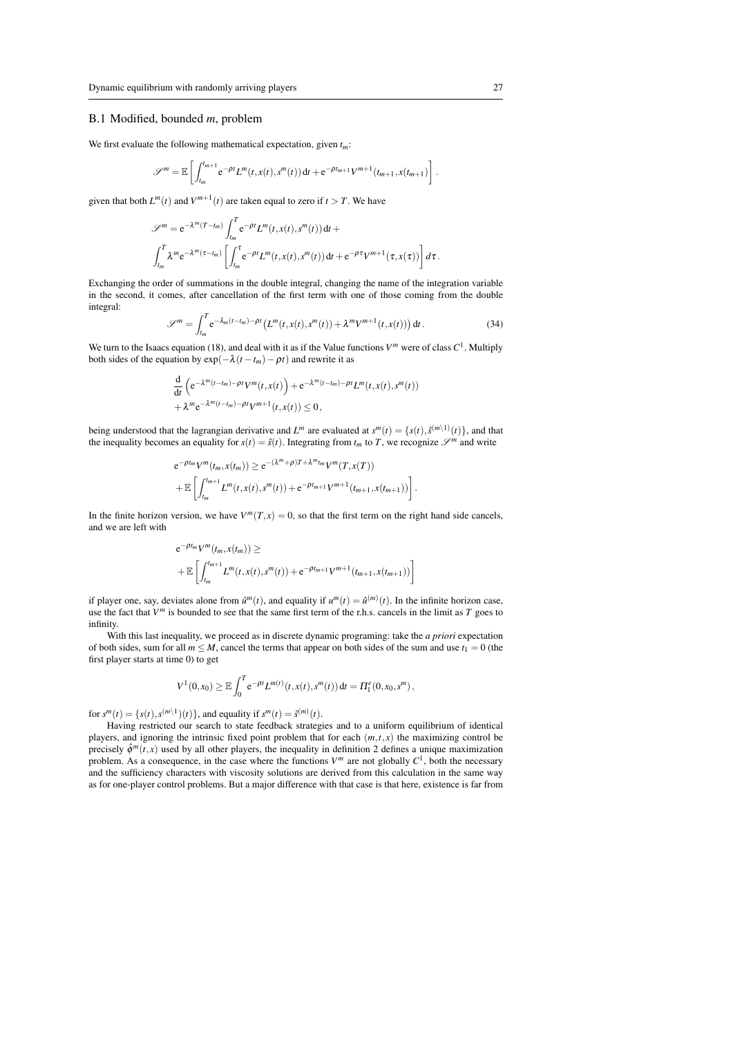### B.1 Modified, bounded $m$, problem

We first evaluate the following mathematical expectation, given $t_m$:

$$\mathscr{S}^m = \mathbb{E}\left[\int_{t_m}^{t_{m+1}} \mathrm{e}^{-\rho t} L^m(t,x(t),s^m(t))\,\mathrm{d}t + \mathrm{e}^{-\rho t_{m+1}} V^{m+1}(t_{m+1},x(t_{m+1}))\right].$$

given that both $L^m(t)$ and $V^{m+1}(t)$ are taken equal to zero if $t > T$. We have

$$\mathscr{S}^m = \mathrm{e}^{-\lambda^m(T-t_m)} \int_{t_m}^{T} \mathrm{e}^{-\rho t} L^m(t,x(t),s^m(t))\,\mathrm{d}t +$$
$$\int_{t_m}^{T} \lambda^m \mathrm{e}^{-\lambda^m(\tau-t_m)} \left[\int_{t_m}^{\tau} \mathrm{e}^{-\rho t} L^m(t,x(t),s^m(t))\,\mathrm{d}t + \mathrm{e}^{-\rho\tau} V^{m+1}(\tau,x(\tau))\right] d\tau.$$

Exchanging the order of summations in the double integral, changing the name of the integration variable in the second, it comes, after cancellation of the first term with one of those coming from the double integral:

$$\mathscr{S}^m = \int_{t_m}^{T} \mathrm{e}^{-\lambda_m(t-t_m)-\rho t}\left(L^m(t,x(t),s^m(t)) + \lambda^m V^{m+1}(t,x(t))\right)\mathrm{d}t\,. \tag{34}$$

We turn to the Isaacs equation (18), and deal with it as if the Value functions $V^m$ were of class $C^1$. Multiply both sides of the equation by $\exp(-\lambda(t-t_m)-\rho t)$ and rewrite it as

$$\frac{\mathrm{d}}{\mathrm{d}t}\left(\mathrm{e}^{-\lambda^m(t-t_m)-\rho t} V^m(t,x(t)\right) + \mathrm{e}^{-\lambda^m(t-t_m)-\rho t} L^m(t,x(t),s^m(t))$$
$$+ \lambda^m \mathrm{e}^{-\lambda^m(t-t_m)-\rho t} V^{m+1}(t,x(t)) \le 0\,,$$

being understood that the lagrangian derivative and $L^m$ are evaluated at $s^m(t) = \{s(t),\hat{s}^{(m\setminus 1)}(t)\}$, and that the inequality becomes an equality for $s(t) = \hat{s}(t)$. Integrating from $t_m$ to $T$, we recognize $\mathscr{S}^m$ and write

$$\mathrm{e}^{-\rho t_m} V^m(t_m,x(t_m)) \ge \mathrm{e}^{-(\lambda^m+\rho)T+\lambda^m t_m} V^m(T,x(T))$$
$$+ \mathbb{E}\left[\int_{t_m}^{t_{m+1}} L^m(t,x(t),s^m(t)) + \mathrm{e}^{-\rho t_{m+1}} V^{m+1}(t_{m+1},x(t_{m+1}))\right].$$

In the finite horizon version, we have $V^m(T,x) = 0$, so that the first term on the right hand side cancels, and we are left with

$$\mathrm{e}^{-\rho t_m} V^m(t_m,x(t_m)) \ge$$
$$+ \mathbb{E}\left[\int_{t_m}^{t_{m+1}} L^m(t,x(t),s^m(t)) + \mathrm{e}^{-\rho t_{m+1}} V^{m+1}(t_{m+1},x(t_{m+1}))\right]$$

if player one, say, deviates alone from $\hat{u}^m(t)$, and equality if $u^m(t) = \hat{u}^{(m)}(t)$. In the infinite horizon case, use the fact that $V^m$ is bounded to see that the same first term of the r.h.s. cancels in the limit as $T$ goes to infinity.

With this last inequality, we proceed as in discrete dynamic programing: take the *a priori* expectation of both sides, sum for all $m \le M$, cancel the terms that appear on both sides of the sum and use $t_1 = 0$ (the first player starts at time 0) to get

$$V^1(0,x_0) \ge \mathbb{E}\int_0^T \mathrm{e}^{-\rho t} L^{m(t)}(t,x(t),s^m(t))\,\mathrm{d}t = \Pi_1^e(0,x_0,s^m)\,,$$

for $s^m(t) = \{s(t),s^{(m\setminus 1)}(t)\}$, and equality if $s^m(t) = \hat{s}^{(m)}(t)$.

Having restricted our search to state feedback strategies and to a uniform equilibrium of identical players, and ignoring the intrinsic fixed point problem that for each $(m,t,x)$ the maximizing control be precisely $\hat{\varphi}^m(t,x)$ used by all other players, the inequality in definition 2 defines a unique maximization problem. As a consequence, in the case where the functions $V^m$ are not globally $C^1$, both the necessary and the sufficiency characters with viscosity solutions are derived from this calculation in the same way as for one-player control problems. But a major difference with that case is that here, existence is far from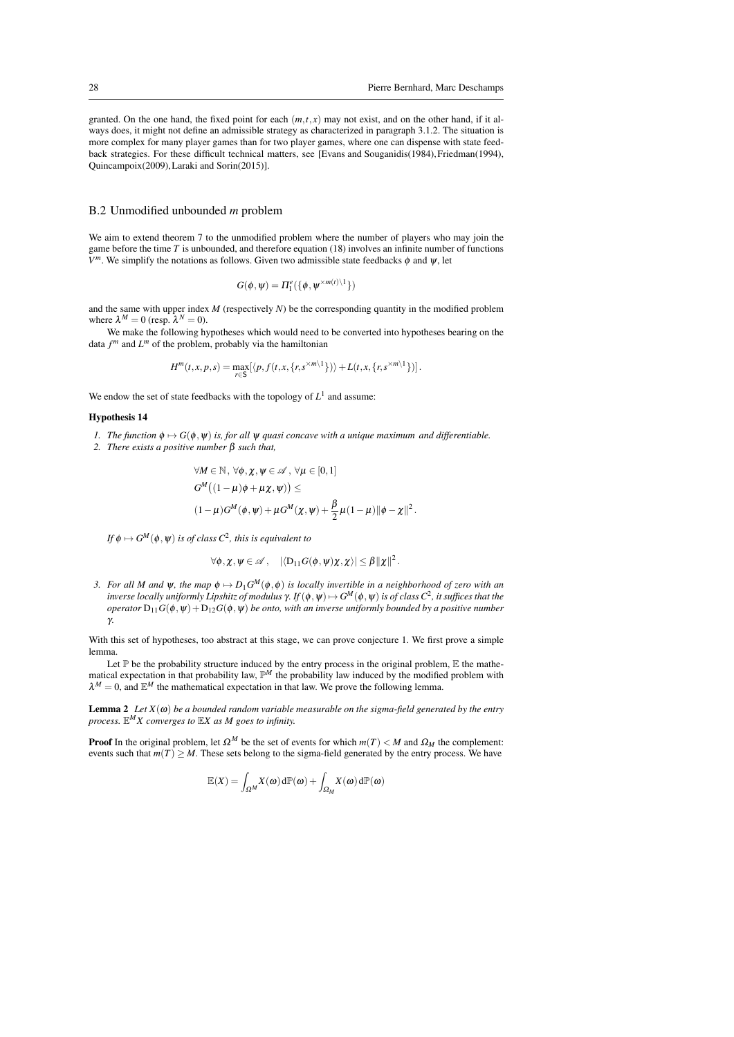granted. On the one hand, the fixed point for each $(m,t,x)$ may not exist, and on the other hand, if it always does, it might not define an admissible strategy as characterized in paragraph 3.1.2. The situation is more complex for many player games than for two player games, where one can dispense with state feedback strategies. For these difficult technical matters, see [Evans and Souganidis(1984), Friedman(1994), Quincampoix(2009), Laraki and Sorin(2015)].

## B.2 Unmodified unbounded $m$ problem

We aim to extend theorem 7 to the unmodified problem where the number of players who may join the game before the time $T$ is unbounded, and therefore equation (18) involves an infinite number of functions $V^m$. We simplify the notations as follows. Given two admissible state feedbacks $\phi$ and $\psi$, let

$$G(\phi,\psi) = \Pi_1^e(\{\phi,\psi^{\times m(t)\setminus 1}\})$$

and the same with upper index $M$ (respectively $N$) be the corresponding quantity in the modified problem where $\lambda^M = 0$ (resp. $\lambda^N = 0$).

We make the following hypotheses which would need to be converted into hypotheses bearing on the data $f^m$ and $L^m$ of the problem, probably via the hamiltonian

$$H^m(t,x,p,s) = \max_{r\in\mathsf{S}}[\langle p, f(t,x,\{r,s^{\times m\setminus 1}\})\rangle + L(t,x,\{r,s^{\times m\setminus 1}\})].$$

We endow the set of state feedbacks with the topology of $L^1$ and assume:

**Hypothesis 14**

1. *The function $\phi\mapsto G(\phi,\psi)$ is, for all $\psi$ quasi concave with a unique maximum and differentiable.*
2. *There exists a positive number $\beta$ such that,*

$$\begin{aligned}
&\forall M\in\mathbb{N},\ \forall\phi,\chi,\psi\in\mathscr{A},\ \forall\mu\in[0,1]\\
&G^M\big((1-\mu)\phi+\mu\chi,\psi)\big)\le\\
&(1-\mu)G^M(\phi,\psi)+\mu G^M(\chi,\psi)+\frac{\beta}{2}\mu(1-\mu)\|\phi-\chi\|^2.
\end{aligned}$$

*If $\phi\mapsto G^M(\phi,\psi)$ is of class $C^2$, this is equivalent to*

$$\forall\phi,\chi,\psi\in\mathscr{A},\quad |\langle \mathrm{D}_{11}G(\phi,\psi)\chi,\chi\rangle|\le\beta\|\chi\|^2.$$

3. *For all $M$ and $\psi$, the map $\phi\mapsto D_1G^M(\phi,\phi)$ is locally invertible in a neighborhood of zero with an inverse locally uniformly Lipshitz of modulus $\gamma$. If $(\phi,\psi)\mapsto G^M(\phi,\psi)$ is of class $C^2$, it suffices that the operator $\mathrm{D}_{11}G(\phi,\psi)+\mathrm{D}_{12}G(\phi,\psi)$ be onto, with an inverse uniformly bounded by a positive number $\gamma$.*

With this set of hypotheses, too abstract at this stage, we can prove conjecture 1. We first prove a simple lemma.

Let $\mathbb{P}$ be the probability structure induced by the entry process in the original problem, $\mathbb{E}$ the mathematical expectation in that probability law, $\mathbb{P}^M$ the probability law induced by the modified problem with $\lambda^M = 0$, and $\mathbb{E}^M$ the mathematical expectation in that law. We prove the following lemma.

**Lemma 2** *Let $X(\omega)$ be a bounded random variable measurable on the sigma-field generated by the entry process. $\mathbb{E}^M X$ converges to $\mathbb{E}X$ as $M$ goes to infinity.*

**Proof** In the original problem, let $\Omega^M$ be the set of events for which $m(T) < M$ and $\Omega_M$ the complement: events such that $m(T)\ge M$. These sets belong to the sigma-field generated by the entry process. We have

$$\mathbb{E}(X) = \int_{\Omega^M} X(\omega)\,\mathrm{d}\mathbb{P}(\omega) + \int_{\Omega_M} X(\omega)\,\mathrm{d}\mathbb{P}(\omega)$$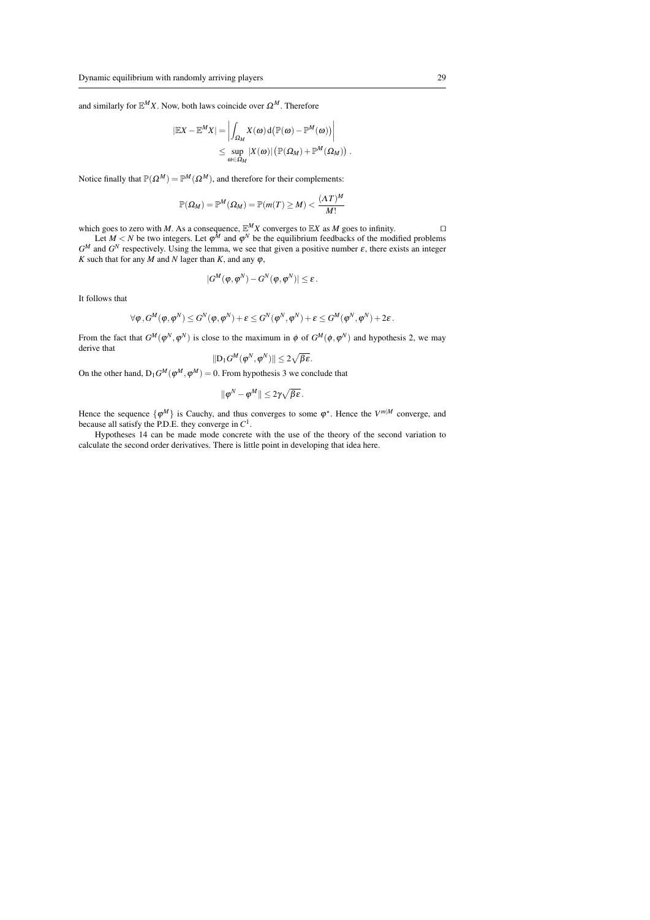and similarly for $\mathbb{E}^M X$. Now, both laws coincide over $\Omega^M$. Therefore

$$
\begin{aligned}
|\mathbb{E}X - \mathbb{E}^M X| &= \left| \int_{\Omega_M} X(\omega)\, \mathrm{d}\big(\mathbb{P}(\omega) - \mathbb{P}^M(\omega)\big) \right| \\
&\leq \sup_{\omega \in \Omega_M} |X(\omega)| \big(\mathbb{P}(\Omega_M) + \mathbb{P}^M(\Omega_M)\big) .
\end{aligned}
$$

Notice finally that $\mathbb{P}(\Omega^M) = \mathbb{P}^M(\Omega^M)$, and therefore for their complements:

$$
\mathbb{P}(\Omega_M) = \mathbb{P}^M(\Omega_M) = \mathbb{P}(m(T) \geq M) < \frac{(\Lambda T)^M}{M!}
$$

which goes to zero with $M$. As a consequence, $\mathbb{E}^M X$ converges to $\mathbb{E}X$ as $M$ goes to infinity. $\square$

Let $M < N$ be two integers. Let $\varphi^M$ and $\varphi^N$ be the equilibrium feedbacks of the modified problems $G^M$ and $G^N$ respectively. Using the lemma, we see that given a positive number $\varepsilon$, there exists an integer $K$ such that for any $M$ and $N$ lager than $K$, and any $\varphi$,

$$
|G^M(\varphi, \varphi^N) - G^N(\varphi, \varphi^N)| \leq \varepsilon .
$$

It follows that

$$
\forall \varphi , G^M(\varphi, \varphi^N) \leq G^N(\varphi, \varphi^N) + \varepsilon \leq G^N(\varphi^N, \varphi^N) + \varepsilon \leq G^M(\varphi^N, \varphi^N) + 2\varepsilon .
$$

From the fact that $G^M(\varphi^N, \varphi^N)$ is close to the maximum in $\phi$ of $G^M(\phi, \varphi^N)$ and hypothesis 2, we may derive that

$$
\|\mathrm{D}_1 G^M(\varphi^N, \varphi^N)\| \leq 2\sqrt{\beta\varepsilon}.
$$

On the other hand, $\mathrm{D}_1 G^M(\varphi^M, \varphi^M) = 0$. From hypothesis 3 we conclude that

$$
\|\varphi^N - \varphi^M\| \leq 2\gamma\sqrt{\beta\varepsilon}.
$$

Hence the sequence $\{\varphi^M\}$ is Cauchy, and thus converges to some $\varphi^\star$. Hence the $V^{m|M}$ converge, and because all satisfy the P.D.E. they converge in $C^1$.

Hypotheses 14 can be made mode concrete with the use of the theory of the second variation to calculate the second order derivatives. There is little point in developing that idea here.